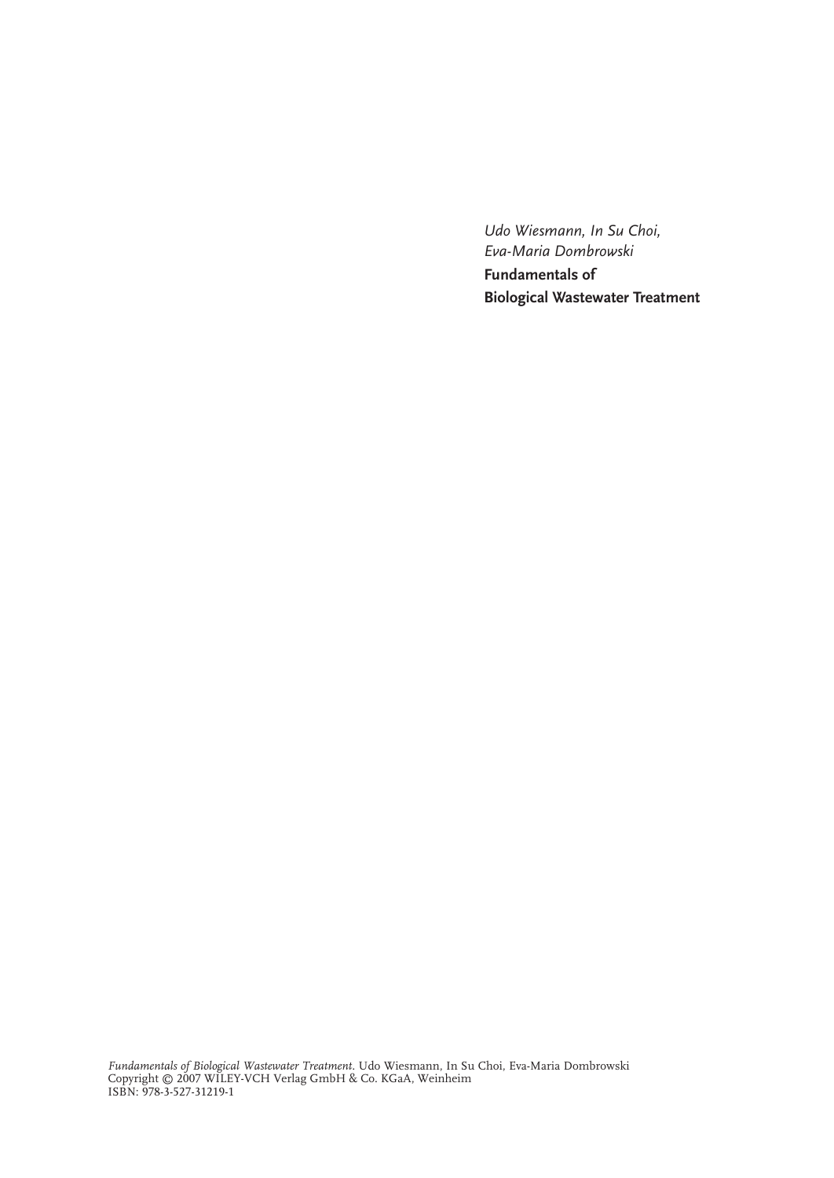*Udo Wiesmann, In Su Choi,*
*Eva-Maria Dombrowski*

**Fundamentals of**
**Biological Wastewater Treatment**

*Fundamentals of Biological Wastewater Treatment*. Udo Wiesmann, In Su Choi, Eva-Maria Dombrowski
Copyright © 2007 WILEY-VCH Verlag GmbH & Co. KGaA, Weinheim
ISBN: 978-3-527-31219-1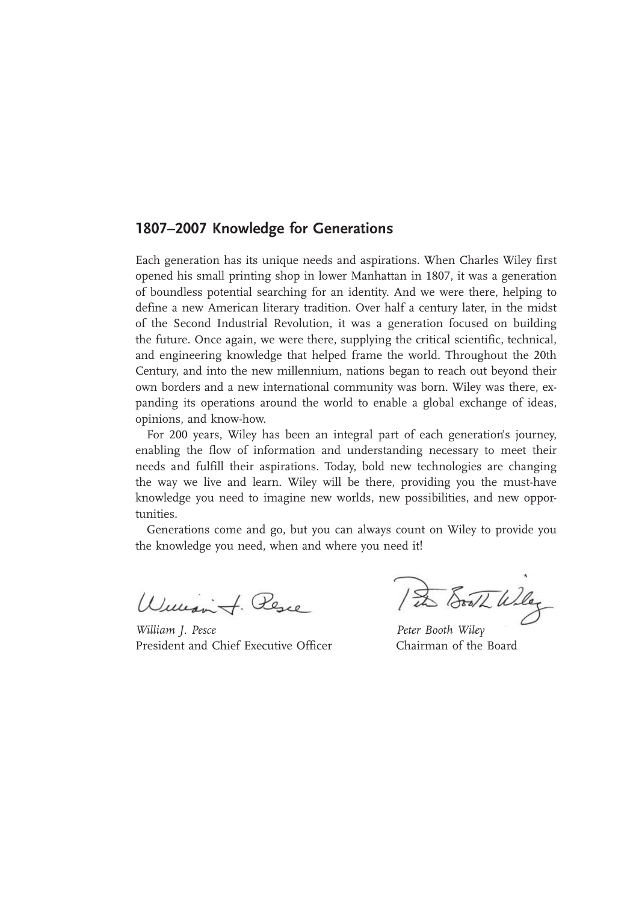## 1807–2007 Knowledge for Generations

Each generation has its unique needs and aspirations. When Charles Wiley first opened his small printing shop in lower Manhattan in 1807, it was a generation of boundless potential searching for an identity. And we were there, helping to define a new American literary tradition. Over half a century later, in the midst of the Second Industrial Revolution, it was a generation focused on building the future. Once again, we were there, supplying the critical scientific, technical, and engineering knowledge that helped frame the world. Throughout the 20th Century, and into the new millennium, nations began to reach out beyond their own borders and a new international community was born. Wiley was there, expanding its operations around the world to enable a global exchange of ideas, opinions, and know-how.

For 200 years, Wiley has been an integral part of each generation's journey, enabling the flow of information and understanding necessary to meet their needs and fulfill their aspirations. Today, bold new technologies are changing the way we live and learn. Wiley will be there, providing you the must-have knowledge you need to imagine new worlds, new possibilities, and new opportunities.

Generations come and go, but you can always count on Wiley to provide you the knowledge you need, when and where you need it!

*William J. Pesce*
President and Chief Executive Officer

*Peter Booth Wiley*
Chairman of the Board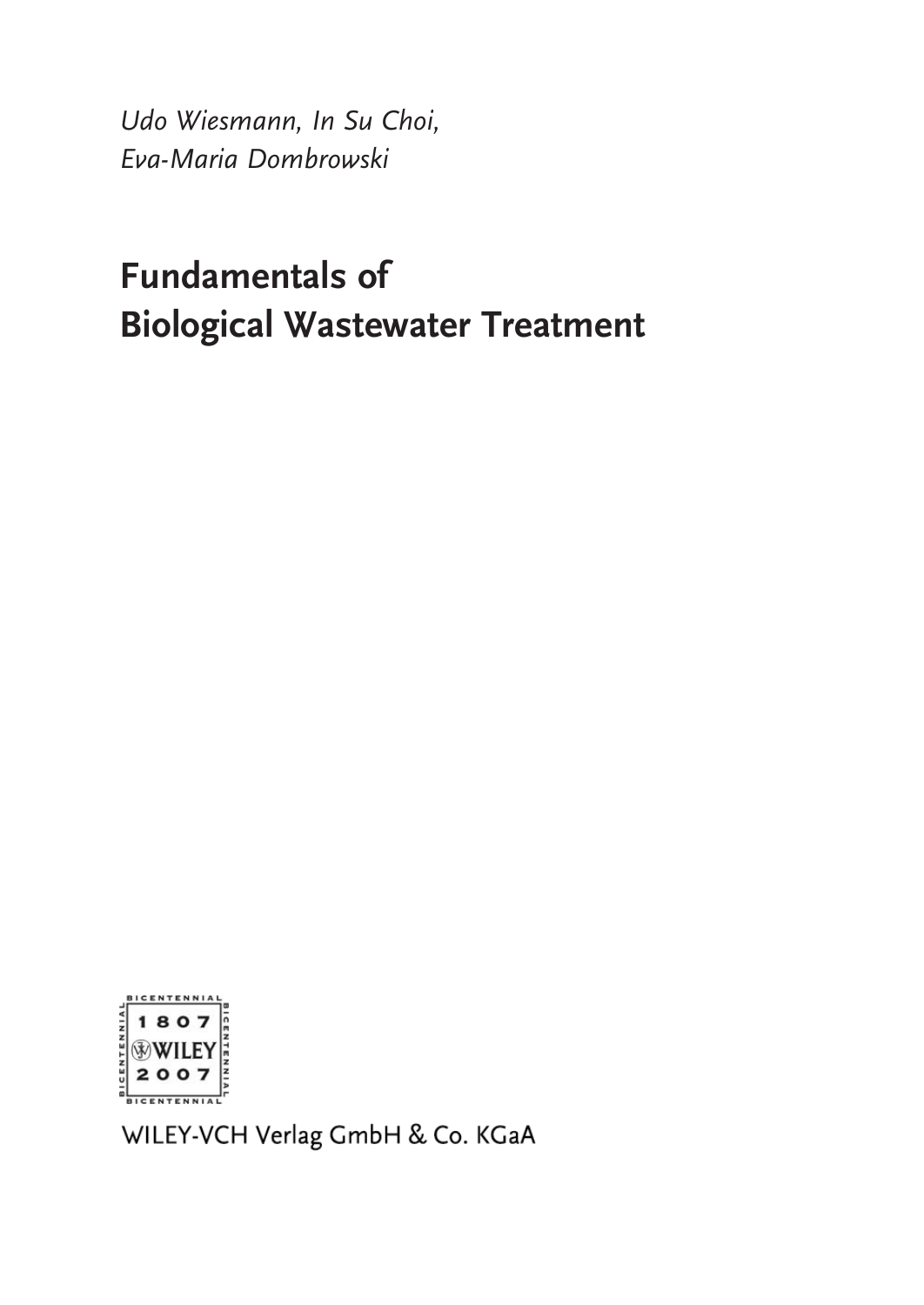*Udo Wiesmann, In Su Choi,*
*Eva-Maria Dombrowski*

# Fundamentals of Biological Wastewater Treatment

BICENTENNIAL
1807
WILEY
2007
BICENTENNIAL

WILEY-VCH Verlag GmbH & Co. KGaA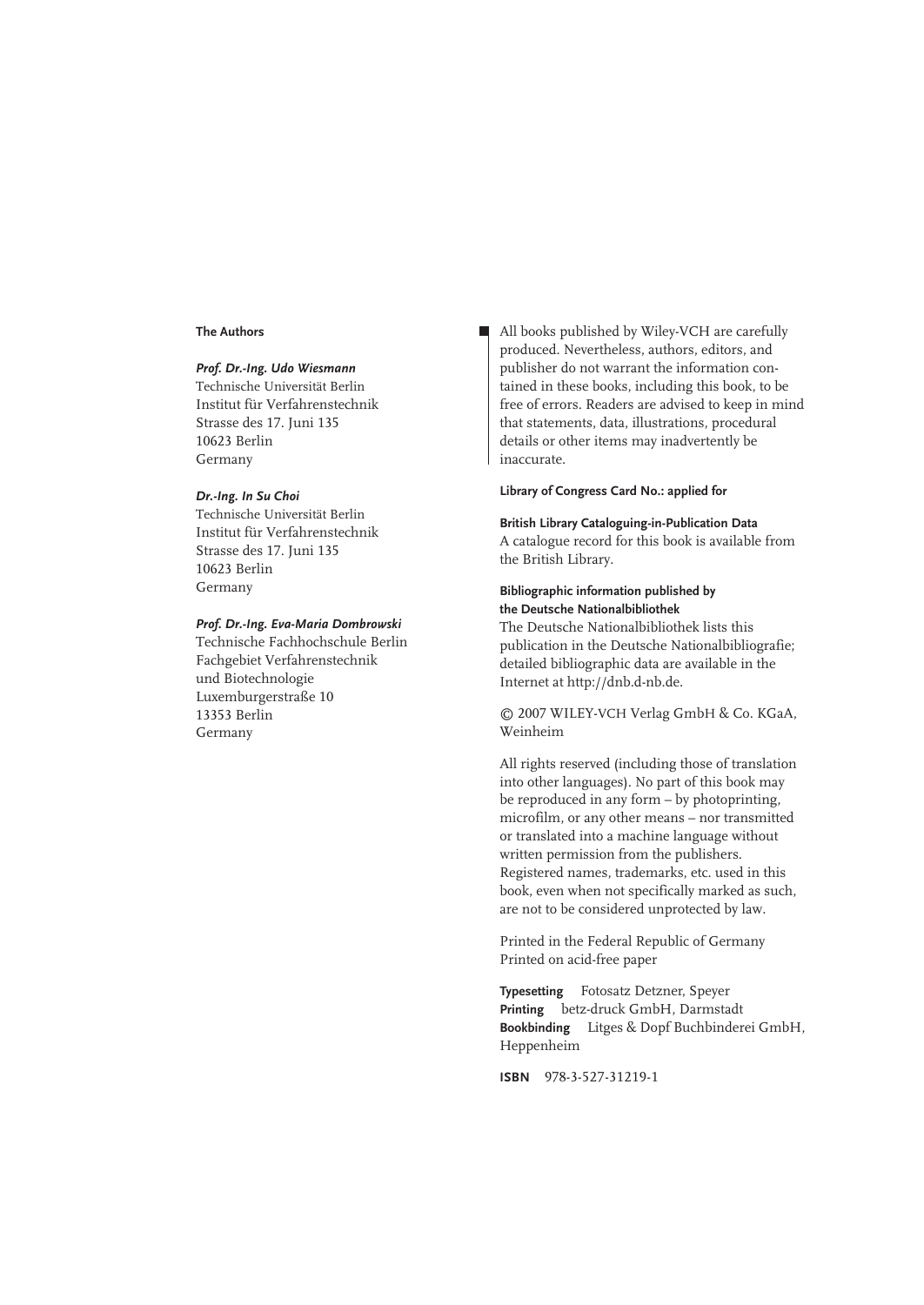**The Authors**

***Prof. Dr.-Ing. Udo Wiesmann***
Technische Universität Berlin
Institut für Verfahrenstechnik
Strasse des 17. Juni 135
10623 Berlin
Germany

***Dr.-Ing. In Su Choi***
Technische Universität Berlin
Institut für Verfahrenstechnik
Strasse des 17. Juni 135
10623 Berlin
Germany

***Prof. Dr.-Ing. Eva-Maria Dombrowski***
Technische Fachhochschule Berlin
Fachgebiet Verfahrenstechnik
und Biotechnologie
Luxemburgerstraße 10
13353 Berlin
Germany

All books published by Wiley-VCH are carefully produced. Nevertheless, authors, editors, and publisher do not warrant the information contained in these books, including this book, to be free of errors. Readers are advised to keep in mind that statements, data, illustrations, procedural details or other items may inadvertently be inaccurate.

**Library of Congress Card No.: applied for**

**British Library Cataloguing-in-Publication Data**
A catalogue record for this book is available from the British Library.

**Bibliographic information published by the Deutsche Nationalbibliothek**
The Deutsche Nationalbibliothek lists this publication in the Deutsche Nationalbibliografie; detailed bibliographic data are available in the Internet at http://dnb.d-nb.de.

© 2007 WILEY-VCH Verlag GmbH & Co. KGaA, Weinheim

All rights reserved (including those of translation into other languages). No part of this book may be reproduced in any form – by photoprinting, microfilm, or any other means – nor transmitted or translated into a machine language without written permission from the publishers. Registered names, trademarks, etc. used in this book, even when not specifically marked as such, are not to be considered unprotected by law.

Printed in the Federal Republic of Germany
Printed on acid-free paper

**Typesetting** Fotosatz Detzner, Speyer
**Printing** betz-druck GmbH, Darmstadt
**Bookbinding** Litges & Dopf Buchbinderei GmbH, Heppenheim

**ISBN** 978-3-527-31219-1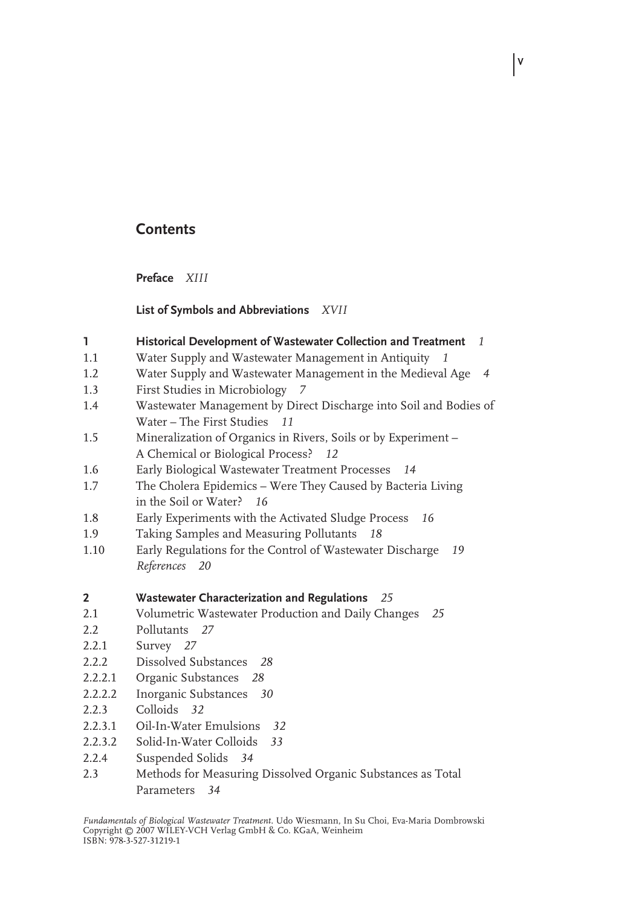# Contents

**Preface** *XIII*

**List of Symbols and Abbreviations** *XVII*

**1 Historical Development of Wastewater Collection and Treatment** *1*

1.1 Water Supply and Wastewater Management in Antiquity *1*
1.2 Water Supply and Wastewater Management in the Medieval Age *4*
1.3 First Studies in Microbiology *7*
1.4 Wastewater Management by Direct Discharge into Soil and Bodies of Water – The First Studies *11*
1.5 Mineralization of Organics in Rivers, Soils or by Experiment – A Chemical or Biological Process? *12*
1.6 Early Biological Wastewater Treatment Processes *14*
1.7 The Cholera Epidemics – Were They Caused by Bacteria Living in the Soil or Water? *16*
1.8 Early Experiments with the Activated Sludge Process *16*
1.9 Taking Samples and Measuring Pollutants *18*
1.10 Early Regulations for the Control of Wastewater Discharge *19*
*References 20*

**2 Wastewater Characterization and Regulations** *25*

2.1 Volumetric Wastewater Production and Daily Changes *25*
2.2 Pollutants *27*
2.2.1 Survey *27*
2.2.2 Dissolved Substances *28*
2.2.2.1 Organic Substances *28*
2.2.2.2 Inorganic Substances *30*
2.2.3 Colloids *32*
2.2.3.1 Oil-In-Water Emulsions *32*
2.2.3.2 Solid-In-Water Colloids *33*
2.2.4 Suspended Solids *34*
2.3 Methods for Measuring Dissolved Organic Substances as Total Parameters *34*

*Fundamentals of Biological Wastewater Treatment.* Udo Wiesmann, In Su Choi, Eva-Maria Dombrowski
Copyright © 2007 WILEY-VCH Verlag GmbH & Co. KGaA, Weinheim
ISBN: 978-3-527-31219-1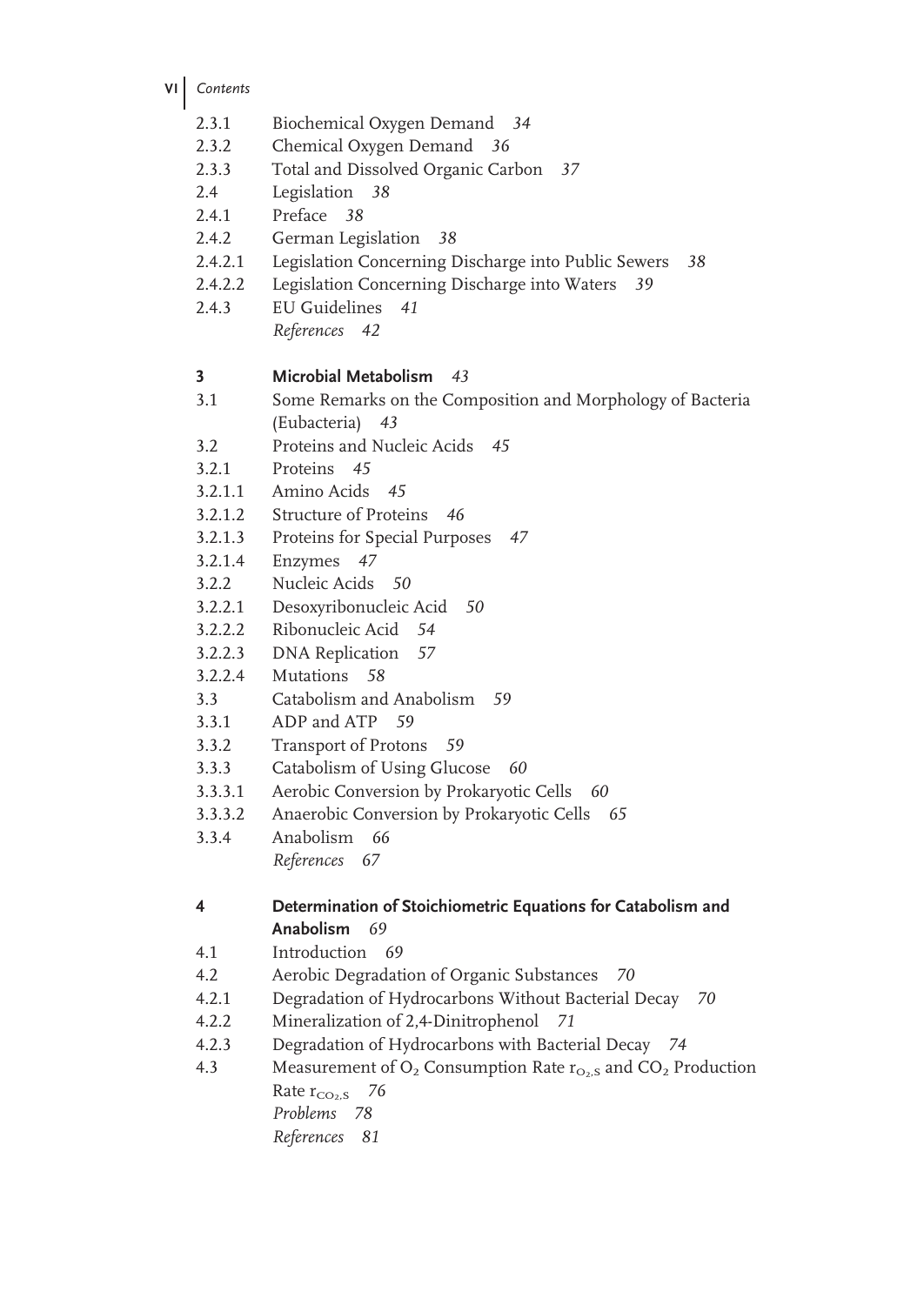2.3.1 Biochemical Oxygen Demand *34*
2.3.2 Chemical Oxygen Demand *36*
2.3.3 Total and Dissolved Organic Carbon *37*
2.4 Legislation *38*
2.4.1 Preface *38*
2.4.2 German Legislation *38*
2.4.2.1 Legislation Concerning Discharge into Public Sewers *38*
2.4.2.2 Legislation Concerning Discharge into Waters *39*
2.4.3 EU Guidelines *41*
*References 42*

**3 Microbial Metabolism** *43*
3.1 Some Remarks on the Composition and Morphology of Bacteria (Eubacteria) *43*
3.2 Proteins and Nucleic Acids *45*
3.2.1 Proteins *45*
3.2.1.1 Amino Acids *45*
3.2.1.2 Structure of Proteins *46*
3.2.1.3 Proteins for Special Purposes *47*
3.2.1.4 Enzymes *47*
3.2.2 Nucleic Acids *50*
3.2.2.1 Desoxyribonucleic Acid *50*
3.2.2.2 Ribonucleic Acid *54*
3.2.2.3 DNA Replication *57*
3.2.2.4 Mutations *58*
3.3 Catabolism and Anabolism *59*
3.3.1 ADP and ATP *59*
3.3.2 Transport of Protons *59*
3.3.3 Catabolism of Using Glucose *60*
3.3.3.1 Aerobic Conversion by Prokaryotic Cells *60*
3.3.3.2 Anaerobic Conversion by Prokaryotic Cells *65*
3.3.4 Anabolism *66*
*References 67*

**4 Determination of Stoichiometric Equations for Catabolism and Anabolism** *69*
4.1 Introduction *69*
4.2 Aerobic Degradation of Organic Substances *70*
4.2.1 Degradation of Hydrocarbons Without Bacterial Decay *70*
4.2.2 Mineralization of 2,4-Dinitrophenol *71*
4.2.3 Degradation of Hydrocarbons with Bacterial Decay *74*
4.3 Measurement of $O_2$ Consumption Rate $r_{O_2,S}$ and $CO_2$ Production Rate $r_{CO_2,S}$ *76*
*Problems 78*
*References 81*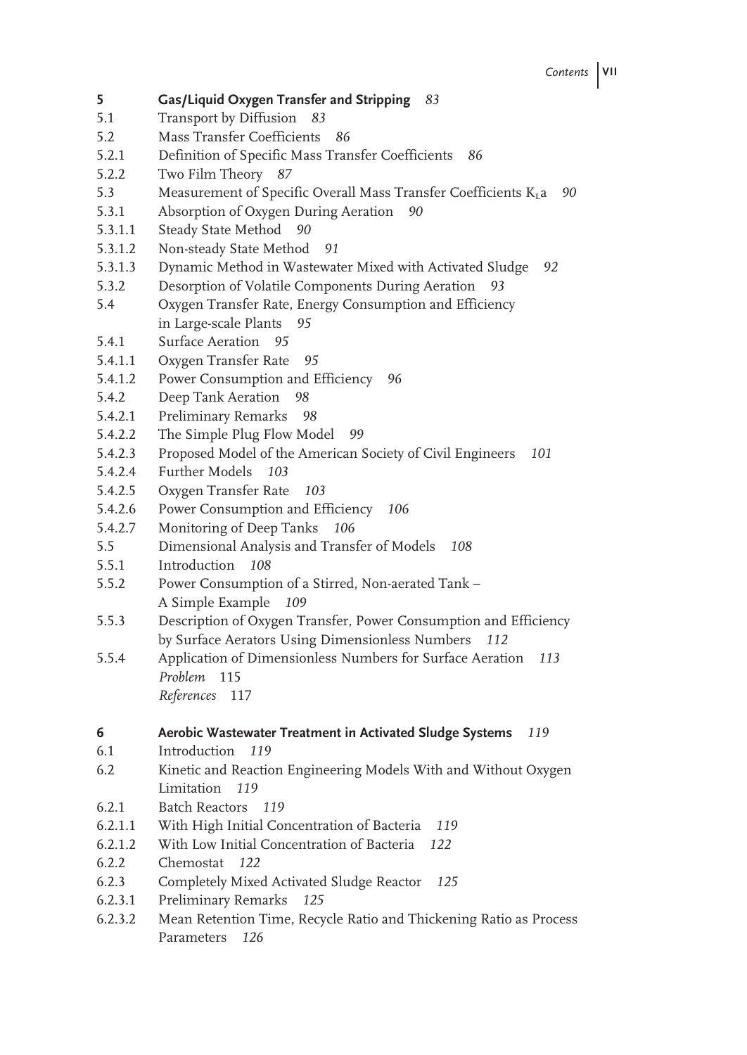**5 Gas/Liquid Oxygen Transfer and Stripping** *83*

5.1 Transport by Diffusion *83*

5.2 Mass Transfer Coefficients *86*

5.2.1 Definition of Specific Mass Transfer Coefficients *86*

5.2.2 Two Film Theory *87*

5.3 Measurement of Specific Overall Mass Transfer Coefficients $K_La$ *90*

5.3.1 Absorption of Oxygen During Aeration *90*

5.3.1.1 Steady State Method *90*

5.3.1.2 Non-steady State Method *91*

5.3.1.3 Dynamic Method in Wastewater Mixed with Activated Sludge *92*

5.3.2 Desorption of Volatile Components During Aeration *93*

5.4 Oxygen Transfer Rate, Energy Consumption and Efficiency in Large-scale Plants *95*

5.4.1 Surface Aeration *95*

5.4.1.1 Oxygen Transfer Rate *95*

5.4.1.2 Power Consumption and Efficiency *96*

5.4.2 Deep Tank Aeration *98*

5.4.2.1 Preliminary Remarks *98*

5.4.2.2 The Simple Plug Flow Model *99*

5.4.2.3 Proposed Model of the American Society of Civil Engineers *101*

5.4.2.4 Further Models *103*

5.4.2.5 Oxygen Transfer Rate *103*

5.4.2.6 Power Consumption and Efficiency *106*

5.4.2.7 Monitoring of Deep Tanks *106*

5.5 Dimensional Analysis and Transfer of Models *108*

5.5.1 Introduction *108*

5.5.2 Power Consumption of a Stirred, Non-aerated Tank – A Simple Example *109*

5.5.3 Description of Oxygen Transfer, Power Consumption and Efficiency by Surface Aerators Using Dimensionless Numbers *112*

5.5.4 Application of Dimensionless Numbers for Surface Aeration *113*

*Problem* 115

*References* 117

**6 Aerobic Wastewater Treatment in Activated Sludge Systems** *119*

6.1 Introduction *119*

6.2 Kinetic and Reaction Engineering Models With and Without Oxygen Limitation *119*

6.2.1 Batch Reactors *119*

6.2.1.1 With High Initial Concentration of Bacteria *119*

6.2.1.2 With Low Initial Concentration of Bacteria *122*

6.2.2 Chemostat *122*

6.2.3 Completely Mixed Activated Sludge Reactor *125*

6.2.3.1 Preliminary Remarks *125*

6.2.3.2 Mean Retention Time, Recycle Ratio and Thickening Ratio as Process Parameters *126*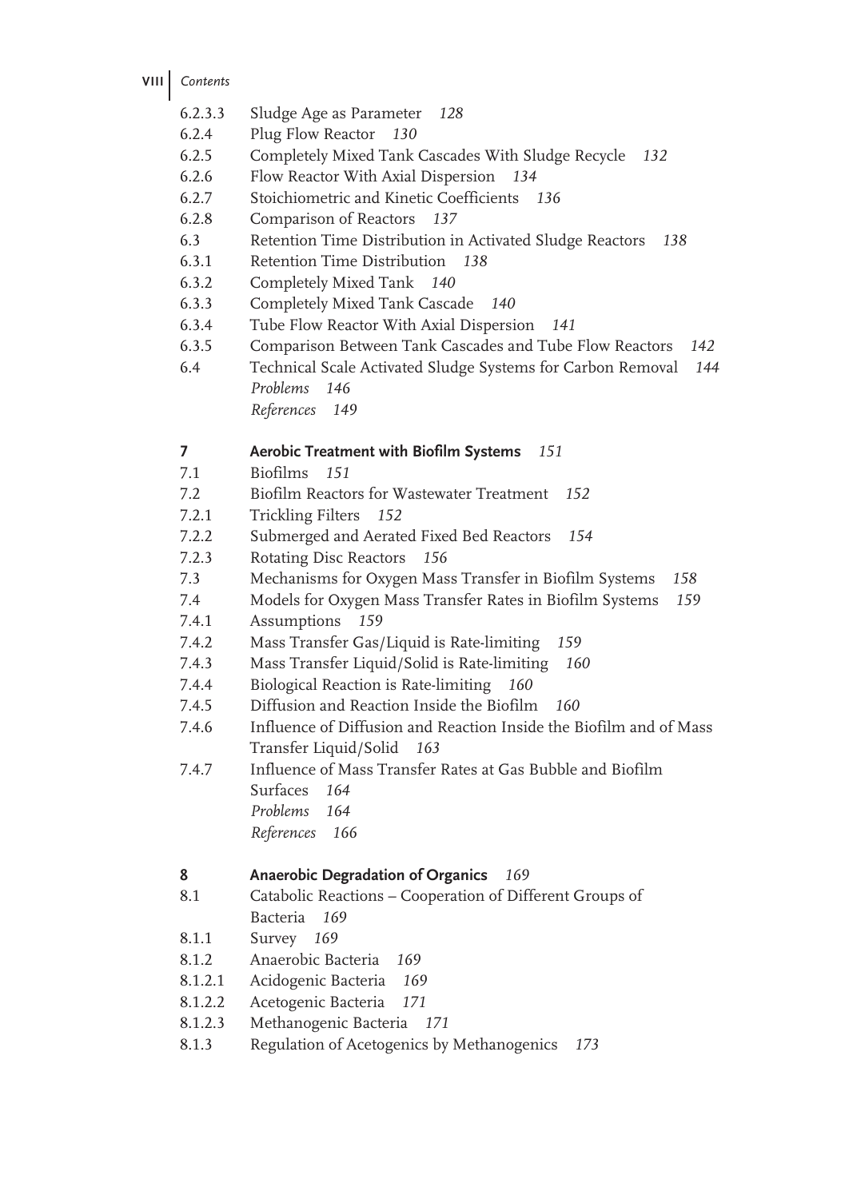6.2.3.3 Sludge Age as Parameter *128*
6.2.4 Plug Flow Reactor *130*
6.2.5 Completely Mixed Tank Cascades With Sludge Recycle *132*
6.2.6 Flow Reactor With Axial Dispersion *134*
6.2.7 Stoichiometric and Kinetic Coefficients *136*
6.2.8 Comparison of Reactors *137*
6.3 Retention Time Distribution in Activated Sludge Reactors *138*
6.3.1 Retention Time Distribution *138*
6.3.2 Completely Mixed Tank *140*
6.3.3 Completely Mixed Tank Cascade *140*
6.3.4 Tube Flow Reactor With Axial Dispersion *141*
6.3.5 Comparison Between Tank Cascades and Tube Flow Reactors *142*
6.4 Technical Scale Activated Sludge Systems for Carbon Removal *144*
*Problems 146*
*References 149*

**7 Aerobic Treatment with Biofilm Systems** *151*
7.1 Biofilms *151*
7.2 Biofilm Reactors for Wastewater Treatment *152*
7.2.1 Trickling Filters *152*
7.2.2 Submerged and Aerated Fixed Bed Reactors *154*
7.2.3 Rotating Disc Reactors *156*
7.3 Mechanisms for Oxygen Mass Transfer in Biofilm Systems *158*
7.4 Models for Oxygen Mass Transfer Rates in Biofilm Systems *159*
7.4.1 Assumptions *159*
7.4.2 Mass Transfer Gas/Liquid is Rate-limiting *159*
7.4.3 Mass Transfer Liquid/Solid is Rate-limiting *160*
7.4.4 Biological Reaction is Rate-limiting *160*
7.4.5 Diffusion and Reaction Inside the Biofilm *160*
7.4.6 Influence of Diffusion and Reaction Inside the Biofilm and of Mass Transfer Liquid/Solid *163*
7.4.7 Influence of Mass Transfer Rates at Gas Bubble and Biofilm Surfaces *164*
*Problems 164*
*References 166*

**8 Anaerobic Degradation of Organics** *169*
8.1 Catabolic Reactions – Cooperation of Different Groups of Bacteria *169*
8.1.1 Survey *169*
8.1.2 Anaerobic Bacteria *169*
8.1.2.1 Acidogenic Bacteria *169*
8.1.2.2 Acetogenic Bacteria *171*
8.1.2.3 Methanogenic Bacteria *171*
8.1.3 Regulation of Acetogenics by Methanogenics *173*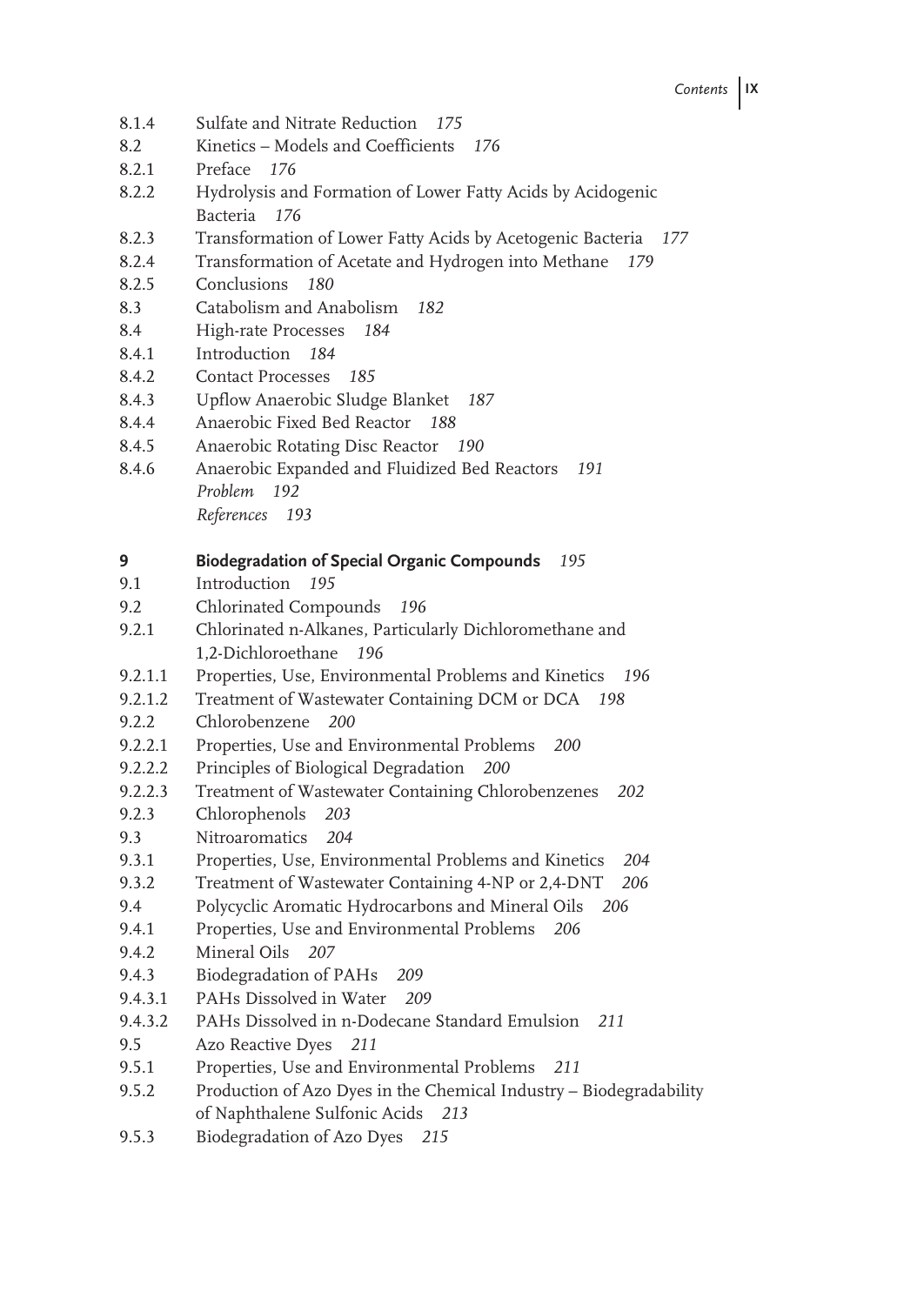8.1.4 Sulfate and Nitrate Reduction *175*
8.2 Kinetics – Models and Coefficients *176*
8.2.1 Preface *176*
8.2.2 Hydrolysis and Formation of Lower Fatty Acids by Acidogenic Bacteria *176*
8.2.3 Transformation of Lower Fatty Acids by Acetogenic Bacteria *177*
8.2.4 Transformation of Acetate and Hydrogen into Methane *179*
8.2.5 Conclusions *180*
8.3 Catabolism and Anabolism *182*
8.4 High-rate Processes *184*
8.4.1 Introduction *184*
8.4.2 Contact Processes *185*
8.4.3 Upflow Anaerobic Sludge Blanket *187*
8.4.4 Anaerobic Fixed Bed Reactor *188*
8.4.5 Anaerobic Rotating Disc Reactor *190*
8.4.6 Anaerobic Expanded and Fluidized Bed Reactors *191*
*Problem 192*
*References 193*

**9 Biodegradation of Special Organic Compounds** *195*
9.1 Introduction *195*
9.2 Chlorinated Compounds *196*
9.2.1 Chlorinated n-Alkanes, Particularly Dichloromethane and 1,2-Dichloroethane *196*
9.2.1.1 Properties, Use, Environmental Problems and Kinetics *196*
9.2.1.2 Treatment of Wastewater Containing DCM or DCA *198*
9.2.2 Chlorobenzene *200*
9.2.2.1 Properties, Use and Environmental Problems *200*
9.2.2.2 Principles of Biological Degradation *200*
9.2.2.3 Treatment of Wastewater Containing Chlorobenzenes *202*
9.2.3 Chlorophenols *203*
9.3 Nitroaromatics *204*
9.3.1 Properties, Use, Environmental Problems and Kinetics *204*
9.3.2 Treatment of Wastewater Containing 4-NP or 2,4-DNT *206*
9.4 Polycyclic Aromatic Hydrocarbons and Mineral Oils *206*
9.4.1 Properties, Use and Environmental Problems *206*
9.4.2 Mineral Oils *207*
9.4.3 Biodegradation of PAHs *209*
9.4.3.1 PAHs Dissolved in Water *209*
9.4.3.2 PAHs Dissolved in n-Dodecane Standard Emulsion *211*
9.5 Azo Reactive Dyes *211*
9.5.1 Properties, Use and Environmental Problems *211*
9.5.2 Production of Azo Dyes in the Chemical Industry – Biodegradability of Naphthalene Sulfonic Acids *213*
9.5.3 Biodegradation of Azo Dyes *215*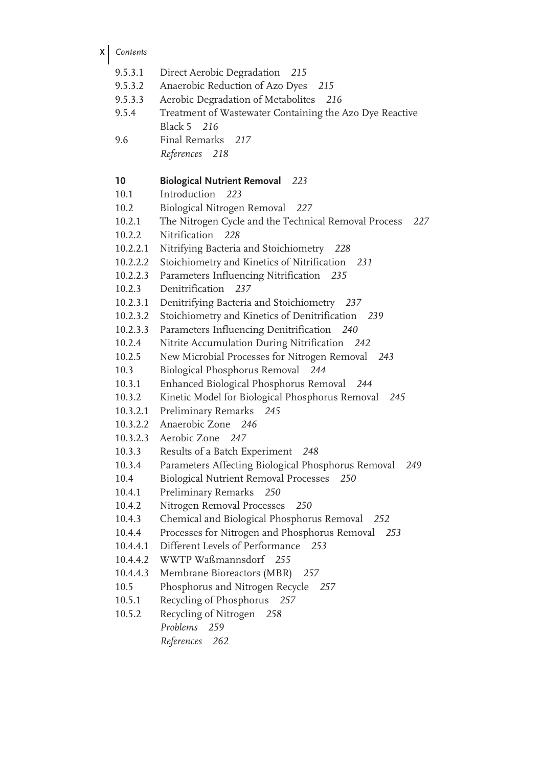9.5.3.1 Direct Aerobic Degradation *215*
9.5.3.2 Anaerobic Reduction of Azo Dyes *215*
9.5.3.3 Aerobic Degradation of Metabolites *216*
9.5.4 Treatment of Wastewater Containing the Azo Dye Reactive Black 5 *216*
9.6 Final Remarks *217*
*References 218*

**10 Biological Nutrient Removal** *223*
10.1 Introduction *223*
10.2 Biological Nitrogen Removal *227*
10.2.1 The Nitrogen Cycle and the Technical Removal Process *227*
10.2.2 Nitrification *228*
10.2.2.1 Nitrifying Bacteria and Stoichiometry *228*
10.2.2.2 Stoichiometry and Kinetics of Nitrification *231*
10.2.2.3 Parameters Influencing Nitrification *235*
10.2.3 Denitrification *237*
10.2.3.1 Denitrifying Bacteria and Stoichiometry *237*
10.2.3.2 Stoichiometry and Kinetics of Denitrification *239*
10.2.3.3 Parameters Influencing Denitrification *240*
10.2.4 Nitrite Accumulation During Nitrification *242*
10.2.5 New Microbial Processes for Nitrogen Removal *243*
10.3 Biological Phosphorus Removal *244*
10.3.1 Enhanced Biological Phosphorus Removal *244*
10.3.2 Kinetic Model for Biological Phosphorus Removal *245*
10.3.2.1 Preliminary Remarks *245*
10.3.2.2 Anaerobic Zone *246*
10.3.2.3 Aerobic Zone *247*
10.3.3 Results of a Batch Experiment *248*
10.3.4 Parameters Affecting Biological Phosphorus Removal *249*
10.4 Biological Nutrient Removal Processes *250*
10.4.1 Preliminary Remarks *250*
10.4.2 Nitrogen Removal Processes *250*
10.4.3 Chemical and Biological Phosphorus Removal *252*
10.4.4 Processes for Nitrogen and Phosphorus Removal *253*
10.4.4.1 Different Levels of Performance *253*
10.4.4.2 WWTP Waßmannsdorf *255*
10.4.4.3 Membrane Bioreactors (MBR) *257*
10.5 Phosphorus and Nitrogen Recycle *257*
10.5.1 Recycling of Phosphorus *257*
10.5.2 Recycling of Nitrogen *258*
*Problems 259*
*References 262*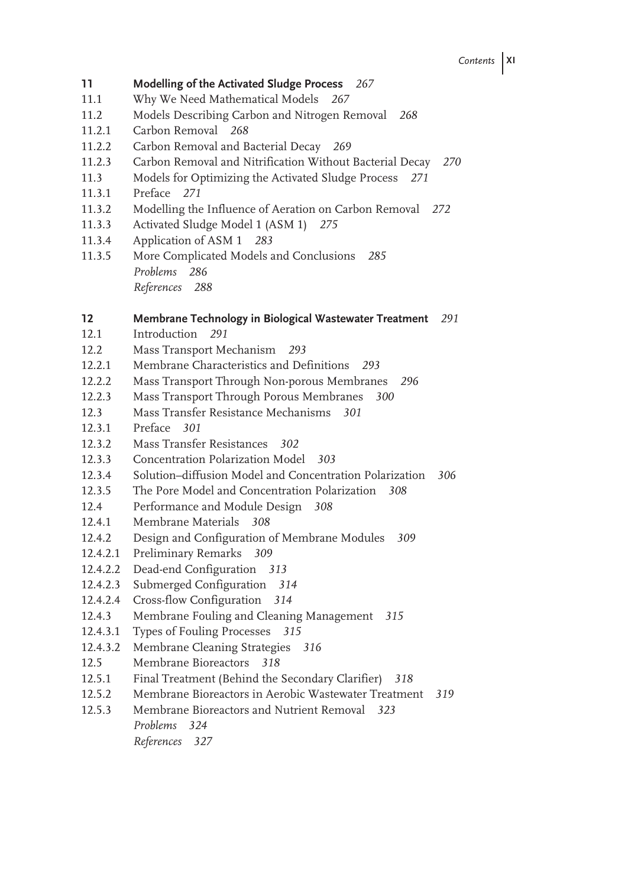**11 Modelling of the Activated Sludge Process** *267*

11.1 Why We Need Mathematical Models *267*
11.2 Models Describing Carbon and Nitrogen Removal *268*
11.2.1 Carbon Removal *268*
11.2.2 Carbon Removal and Bacterial Decay *269*
11.2.3 Carbon Removal and Nitrification Without Bacterial Decay *270*
11.3 Models for Optimizing the Activated Sludge Process *271*
11.3.1 Preface *271*
11.3.2 Modelling the Influence of Aeration on Carbon Removal *272*
11.3.3 Activated Sludge Model 1 (ASM 1) *275*
11.3.4 Application of ASM 1 *283*
11.3.5 More Complicated Models and Conclusions *285*
*Problems 286*
*References 288*

**12 Membrane Technology in Biological Wastewater Treatment** *291*

12.1 Introduction *291*
12.2 Mass Transport Mechanism *293*
12.2.1 Membrane Characteristics and Definitions *293*
12.2.2 Mass Transport Through Non-porous Membranes *296*
12.2.3 Mass Transport Through Porous Membranes *300*
12.3 Mass Transfer Resistance Mechanisms *301*
12.3.1 Preface *301*
12.3.2 Mass Transfer Resistances *302*
12.3.3 Concentration Polarization Model *303*
12.3.4 Solution–diffusion Model and Concentration Polarization *306*
12.3.5 The Pore Model and Concentration Polarization *308*
12.4 Performance and Module Design *308*
12.4.1 Membrane Materials *308*
12.4.2 Design and Configuration of Membrane Modules *309*
12.4.2.1 Preliminary Remarks *309*
12.4.2.2 Dead-end Configuration *313*
12.4.2.3 Submerged Configuration *314*
12.4.2.4 Cross-flow Configuration *314*
12.4.3 Membrane Fouling and Cleaning Management *315*
12.4.3.1 Types of Fouling Processes *315*
12.4.3.2 Membrane Cleaning Strategies *316*
12.5 Membrane Bioreactors *318*
12.5.1 Final Treatment (Behind the Secondary Clarifier) *318*
12.5.2 Membrane Bioreactors in Aerobic Wastewater Treatment *319*
12.5.3 Membrane Bioreactors and Nutrient Removal *323*
*Problems 324*
*References 327*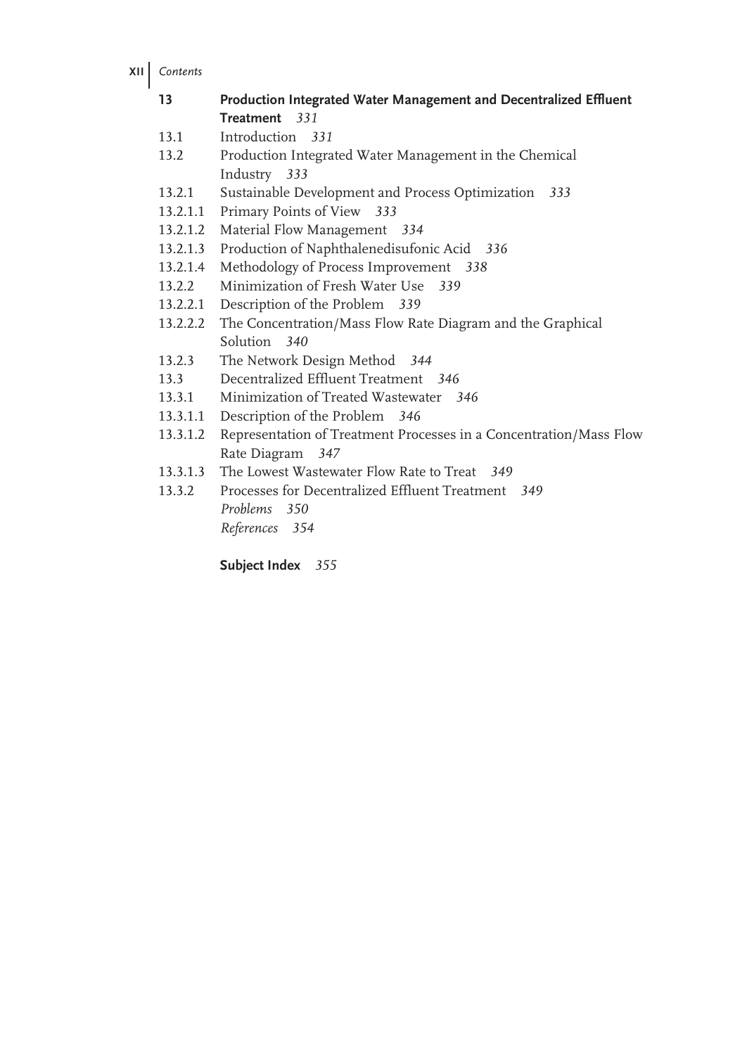**13 Production Integrated Water Management and Decentralized Effluent Treatment** *331*

13.1 Introduction *331*
13.2 Production Integrated Water Management in the Chemical Industry *333*
13.2.1 Sustainable Development and Process Optimization *333*
13.2.1.1 Primary Points of View *333*
13.2.1.2 Material Flow Management *334*
13.2.1.3 Production of Naphthalenedisufonic Acid *336*
13.2.1.4 Methodology of Process Improvement *338*
13.2.2 Minimization of Fresh Water Use *339*
13.2.2.1 Description of the Problem *339*
13.2.2.2 The Concentration/Mass Flow Rate Diagram and the Graphical Solution *340*
13.2.3 The Network Design Method *344*
13.3 Decentralized Effluent Treatment *346*
13.3.1 Minimization of Treated Wastewater *346*
13.3.1.1 Description of the Problem *346*
13.3.1.2 Representation of Treatment Processes in a Concentration/Mass Flow Rate Diagram *347*
13.3.1.3 The Lowest Wastewater Flow Rate to Treat *349*
13.3.2 Processes for Decentralized Effluent Treatment *349*
*Problems 350*
*References 354*

**Subject Index** *355*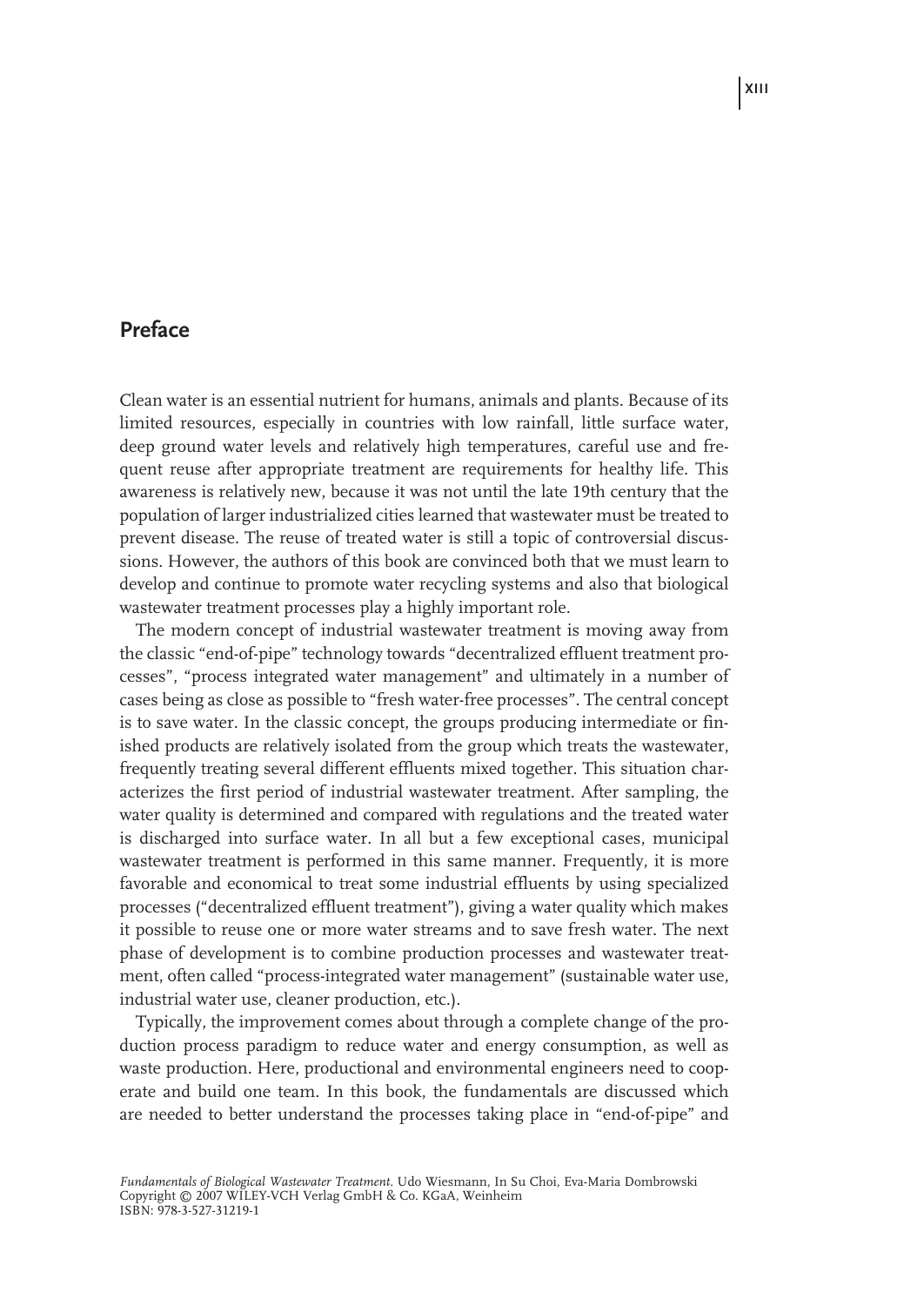## Preface

Clean water is an essential nutrient for humans, animals and plants. Because of its limited resources, especially in countries with low rainfall, little surface water, deep ground water levels and relatively high temperatures, careful use and frequent reuse after appropriate treatment are requirements for healthy life. This awareness is relatively new, because it was not until the late 19th century that the population of larger industrialized cities learned that wastewater must be treated to prevent disease. The reuse of treated water is still a topic of controversial discussions. However, the authors of this book are convinced both that we must learn to develop and continue to promote water recycling systems and also that biological wastewater treatment processes play a highly important role.

The modern concept of industrial wastewater treatment is moving away from the classic "end-of-pipe" technology towards "decentralized effluent treatment processes", "process integrated water management" and ultimately in a number of cases being as close as possible to "fresh water-free processes". The central concept is to save water. In the classic concept, the groups producing intermediate or finished products are relatively isolated from the group which treats the wastewater, frequently treating several different effluents mixed together. This situation characterizes the first period of industrial wastewater treatment. After sampling, the water quality is determined and compared with regulations and the treated water is discharged into surface water. In all but a few exceptional cases, municipal wastewater treatment is performed in this same manner. Frequently, it is more favorable and economical to treat some industrial effluents by using specialized processes ("decentralized effluent treatment"), giving a water quality which makes it possible to reuse one or more water streams and to save fresh water. The next phase of development is to combine production processes and wastewater treatment, often called "process-integrated water management" (sustainable water use, industrial water use, cleaner production, etc.).

Typically, the improvement comes about through a complete change of the production process paradigm to reduce water and energy consumption, as well as waste production. Here, productional and environmental engineers need to cooperate and build one team. In this book, the fundamentals are discussed which are needed to better understand the processes taking place in "end-of-pipe" and

*Fundamentals of Biological Wastewater Treatment*. Udo Wiesmann, In Su Choi, Eva-Maria Dombrowski
Copyright © 2007 WILEY-VCH Verlag GmbH & Co. KGaA, Weinheim
ISBN: 978-3-527-31219-1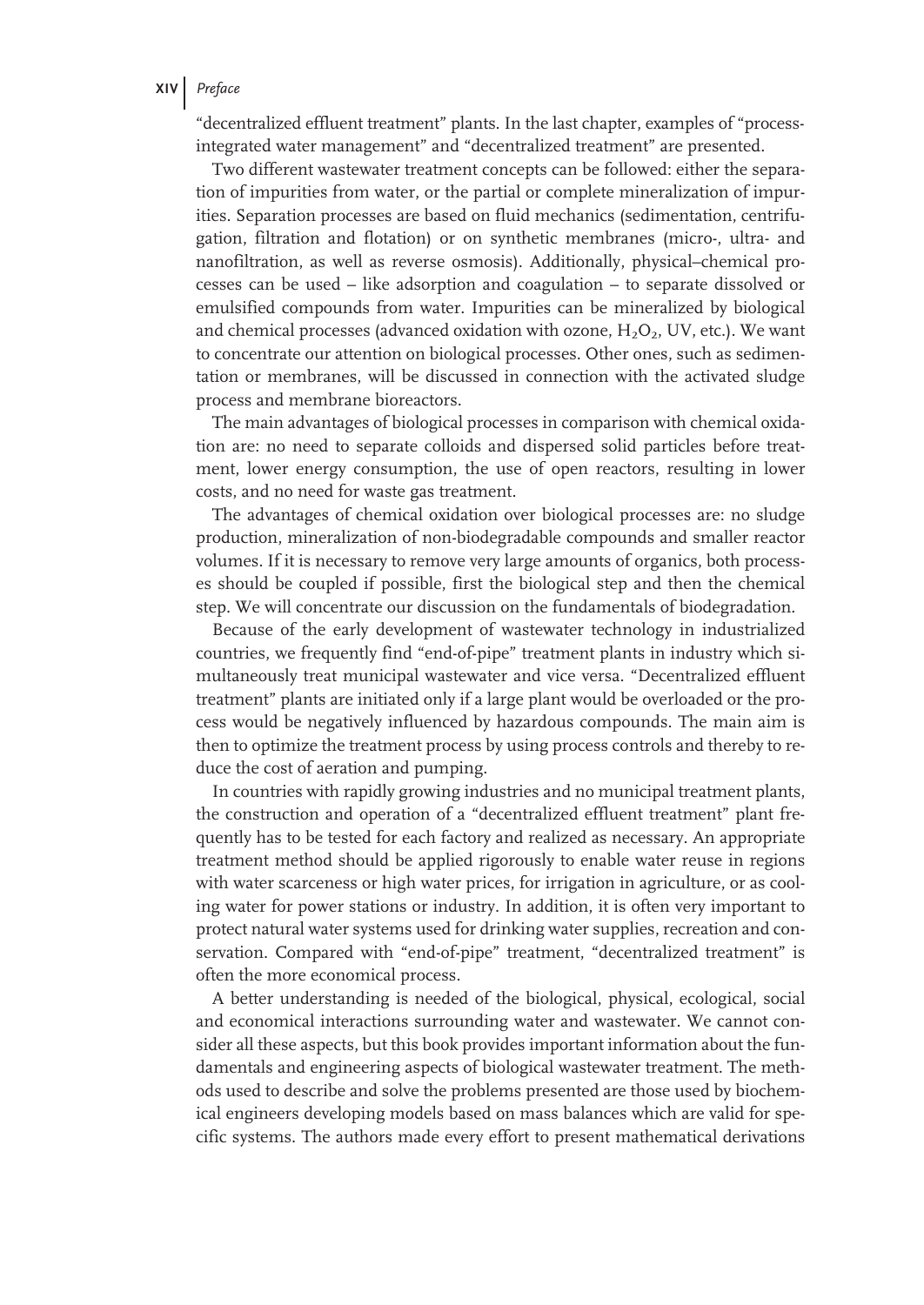"decentralized effluent treatment" plants. In the last chapter, examples of "process-integrated water management" and "decentralized treatment" are presented.

Two different wastewater treatment concepts can be followed: either the separation of impurities from water, or the partial or complete mineralization of impurities. Separation processes are based on fluid mechanics (sedimentation, centrifugation, filtration and flotation) or on synthetic membranes (micro-, ultra- and nanofiltration, as well as reverse osmosis). Additionally, physical–chemical processes can be used – like adsorption and coagulation – to separate dissolved or emulsified compounds from water. Impurities can be mineralized by biological and chemical processes (advanced oxidation with ozone, $H_2O_2$, UV, etc.). We want to concentrate our attention on biological processes. Other ones, such as sedimentation or membranes, will be discussed in connection with the activated sludge process and membrane bioreactors.

The main advantages of biological processes in comparison with chemical oxidation are: no need to separate colloids and dispersed solid particles before treatment, lower energy consumption, the use of open reactors, resulting in lower costs, and no need for waste gas treatment.

The advantages of chemical oxidation over biological processes are: no sludge production, mineralization of non-biodegradable compounds and smaller reactor volumes. If it is necessary to remove very large amounts of organics, both processes should be coupled if possible, first the biological step and then the chemical step. We will concentrate our discussion on the fundamentals of biodegradation.

Because of the early development of wastewater technology in industrialized countries, we frequently find "end-of-pipe" treatment plants in industry which simultaneously treat municipal wastewater and vice versa. "Decentralized effluent treatment" plants are initiated only if a large plant would be overloaded or the process would be negatively influenced by hazardous compounds. The main aim is then to optimize the treatment process by using process controls and thereby to reduce the cost of aeration and pumping.

In countries with rapidly growing industries and no municipal treatment plants, the construction and operation of a "decentralized effluent treatment" plant frequently has to be tested for each factory and realized as necessary. An appropriate treatment method should be applied rigorously to enable water reuse in regions with water scarceness or high water prices, for irrigation in agriculture, or as cooling water for power stations or industry. In addition, it is often very important to protect natural water systems used for drinking water supplies, recreation and conservation. Compared with "end-of-pipe" treatment, "decentralized treatment" is often the more economical process.

A better understanding is needed of the biological, physical, ecological, social and economical interactions surrounding water and wastewater. We cannot consider all these aspects, but this book provides important information about the fundamentals and engineering aspects of biological wastewater treatment. The methods used to describe and solve the problems presented are those used by biochemical engineers developing models based on mass balances which are valid for specific systems. The authors made every effort to present mathematical derivations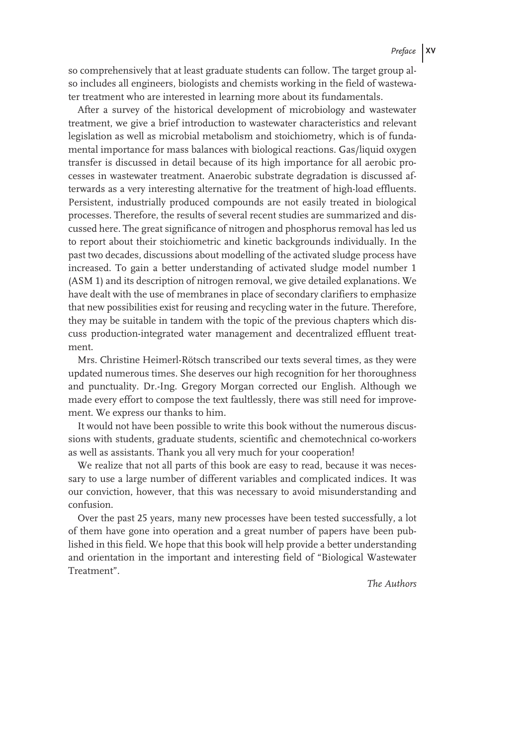so comprehensively that at least graduate students can follow. The target group also includes all engineers, biologists and chemists working in the field of wastewater treatment who are interested in learning more about its fundamentals.

After a survey of the historical development of microbiology and wastewater treatment, we give a brief introduction to wastewater characteristics and relevant legislation as well as microbial metabolism and stoichiometry, which is of fundamental importance for mass balances with biological reactions. Gas/liquid oxygen transfer is discussed in detail because of its high importance for all aerobic processes in wastewater treatment. Anaerobic substrate degradation is discussed afterwards as a very interesting alternative for the treatment of high-load effluents. Persistent, industrially produced compounds are not easily treated in biological processes. Therefore, the results of several recent studies are summarized and discussed here. The great significance of nitrogen and phosphorus removal has led us to report about their stoichiometric and kinetic backgrounds individually. In the past two decades, discussions about modelling of the activated sludge process have increased. To gain a better understanding of activated sludge model number 1 (ASM 1) and its description of nitrogen removal, we give detailed explanations. We have dealt with the use of membranes in place of secondary clarifiers to emphasize that new possibilities exist for reusing and recycling water in the future. Therefore, they may be suitable in tandem with the topic of the previous chapters which discuss production-integrated water management and decentralized effluent treatment.

Mrs. Christine Heimerl-Rötsch transcribed our texts several times, as they were updated numerous times. She deserves our high recognition for her thoroughness and punctuality. Dr.-Ing. Gregory Morgan corrected our English. Although we made every effort to compose the text faultlessly, there was still need for improvement. We express our thanks to him.

It would not have been possible to write this book without the numerous discussions with students, graduate students, scientific and chemotechnical co-workers as well as assistants. Thank you all very much for your cooperation!

We realize that not all parts of this book are easy to read, because it was necessary to use a large number of different variables and complicated indices. It was our conviction, however, that this was necessary to avoid misunderstanding and confusion.

Over the past 25 years, many new processes have been tested successfully, a lot of them have gone into operation and a great number of papers have been published in this field. We hope that this book will help provide a better understanding and orientation in the important and interesting field of "Biological Wastewater Treatment".

*The Authors*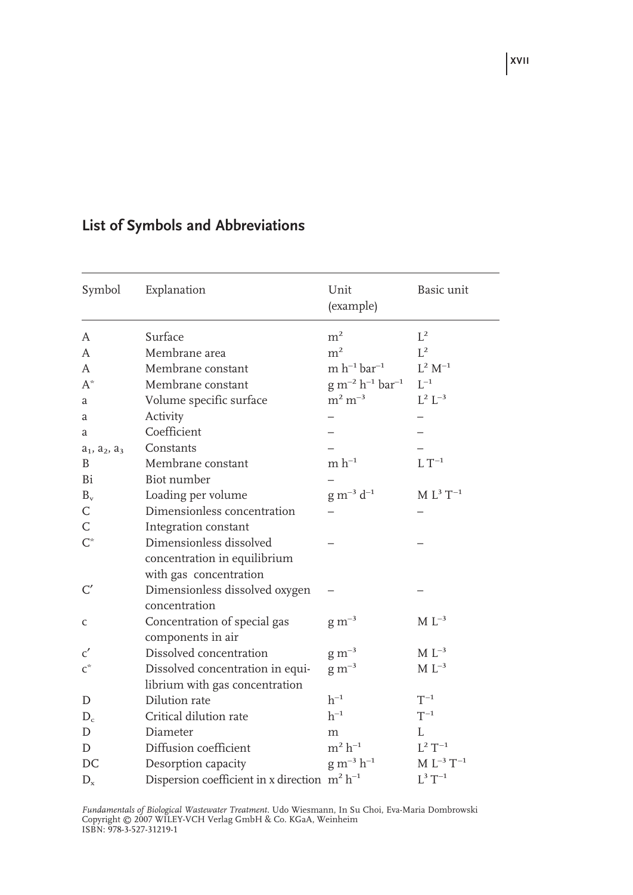## List of Symbols and Abbreviations

| Symbol | Explanation | Unit (example) | Basic unit |
|---|---|---|---|
| A | Surface | $m^2$ | $L^2$ |
| A | Membrane area | $m^2$ | $L^2$ |
| A | Membrane constant | $m\ h^{-1}\ bar^{-1}$ | $L^2\ M^{-1}$ |
| $A^*$ | Membrane constant | $g\ m^{-2}\ h^{-1}\ bar^{-1}$ | $L^{-1}$ |
| a | Volume specific surface | $m^2\ m^{-3}$ | $L^2\ L^{-3}$ |
| a | Activity | – | – |
| a | Coefficient | – | – |
| $a_1, a_2, a_3$ | Constants | – | – |
| B | Membrane constant | $m\ h^{-1}$ | $L\ T^{-1}$ |
| Bi | Biot number | – | |
| $B_v$ | Loading per volume | $g\ m^{-3}\ d^{-1}$ | $M\ L^3\ T^{-1}$ |
| C | Dimensionless concentration | – | – |
| C | Integration constant | | |
| $C^*$ | Dimensionless dissolved concentration in equilibrium with gas concentration | – | – |
| $C'$ | Dimensionless dissolved oxygen concentration | – | – |
| c | Concentration of special gas components in air | $g\ m^{-3}$ | $M\ L^{-3}$ |
| $c'$ | Dissolved concentration | $g\ m^{-3}$ | $M\ L^{-3}$ |
| $c^*$ | Dissolved concentration in equilibrium with gas concentration | $g\ m^{-3}$ | $M\ L^{-3}$ |
| D | Dilution rate | $h^{-1}$ | $T^{-1}$ |
| $D_c$ | Critical dilution rate | $h^{-1}$ | $T^{-1}$ |
| D | Diameter | m | L |
| D | Diffusion coefficient | $m^2\ h^{-1}$ | $L^2\ T^{-1}$ |
| DC | Desorption capacity | $g\ m^{-3}\ h^{-1}$ | $M\ L^{-3}\ T^{-1}$ |
| $D_x$ | Dispersion coefficient in x direction | $m^2\ h^{-1}$ | $L^3\ T^{-1}$ |

*Fundamentals of Biological Wastewater Treatment*. Udo Wiesmann, In Su Choi, Eva-Maria Dombrowski
Copyright © 2007 WILEY-VCH Verlag GmbH & Co. KGaA, Weinheim
ISBN: 978-3-527-31219-1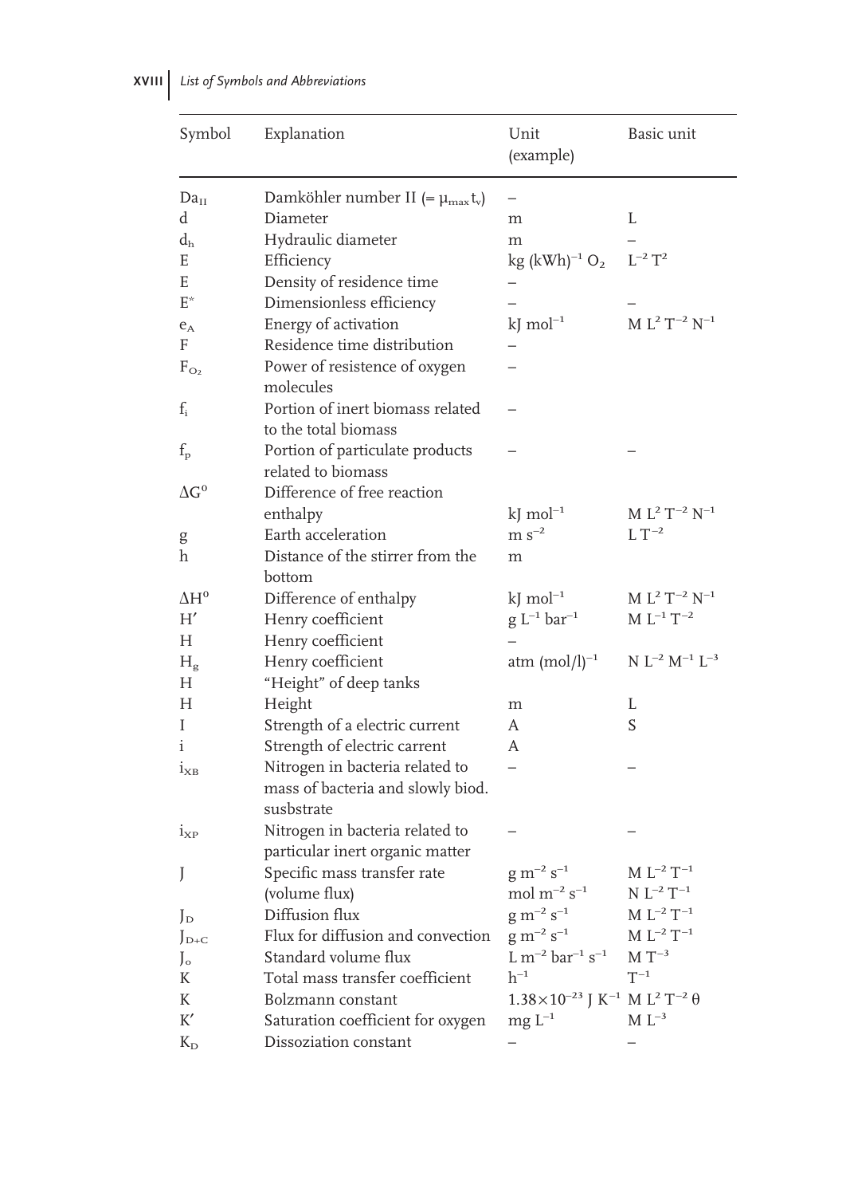| Symbol | Explanation | Unit (example) | Basic unit |
|---|---|---|---|
| $Da_{II}$ | Damköhler number II (= $\mu_{max} t_v$) | – | |
| d | Diameter | m | L |
| $d_h$ | Hydraulic diameter | m | – |
| E | Efficiency | kg $(kWh)^{-1}$ $O_2$ | $L^{-2} T^2$ |
| E | Density of residence time | – | |
| $E^*$ | Dimensionless efficiency | – | – |
| $e_A$ | Energy of activation | kJ $mol^{-1}$ | $M L^2 T^{-2} N^{-1}$ |
| F | Residence time distribution | – | |
| $F_{O_2}$ | Power of resistence of oxygen molecules | – | |
| $f_i$ | Portion of inert biomass related to the total biomass | – | |
| $f_p$ | Portion of particulate products related to biomass | – | – |
| $\Delta G^0$ | Difference of free reaction enthalpy | kJ $mol^{-1}$ | $M L^2 T^{-2} N^{-1}$ |
| g | Earth acceleration | m $s^{-2}$ | $L T^{-2}$ |
| h | Distance of the stirrer from the bottom | m | |
| $\Delta H^0$ | Difference of enthalpy | kJ $mol^{-1}$ | $M L^2 T^{-2} N^{-1}$ |
| H′ | Henry coefficient | g $L^{-1}$ $bar^{-1}$ | $M L^{-1} T^{-2}$ |
| H | Henry coefficient | – | |
| $H_g$ | Henry coefficient | atm $(mol/l)^{-1}$ | $N L^{-2} M^{-1} L^{-3}$ |
| H | "Height" of deep tanks | | |
| H | Height | m | L |
| I | Strength of a electric current | A | S |
| i | Strength of electric carrent | A | |
| $i_{XB}$ | Nitrogen in bacteria related to mass of bacteria and slowly biod. susbstrate | – | – |
| $i_{XP}$ | Nitrogen in bacteria related to particular inert organic matter | – | – |
| J | Specific mass transfer rate (volume flux) | g $m^{-2}$ $s^{-1}$<br>mol $m^{-2}$ $s^{-1}$ | $M L^{-2} T^{-1}$<br>$N L^{-2} T^{-1}$ |
| $J_D$ | Diffusion flux | g $m^{-2}$ $s^{-1}$ | $M L^{-2} T^{-1}$ |
| $J_{D+C}$ | Flux for diffusion and convection | g $m^{-2}$ $s^{-1}$ | $M L^{-2} T^{-1}$ |
| $J_o$ | Standard volume flux | L $m^{-2}$ $bar^{-1}$ $s^{-1}$ | $M T^{-3}$ |
| K | Total mass transfer coefficient | $h^{-1}$ | $T^{-1}$ |
| K | Bolzmann constant | $1.38 \times 10^{-23}$ J $K^{-1}$ | $M L^2 T^{-2} \theta$ |
| K′ | Saturation coefficient for oxygen | mg $L^{-1}$ | $M L^{-3}$ |
| $K_D$ | Dissoziation constant | – | – |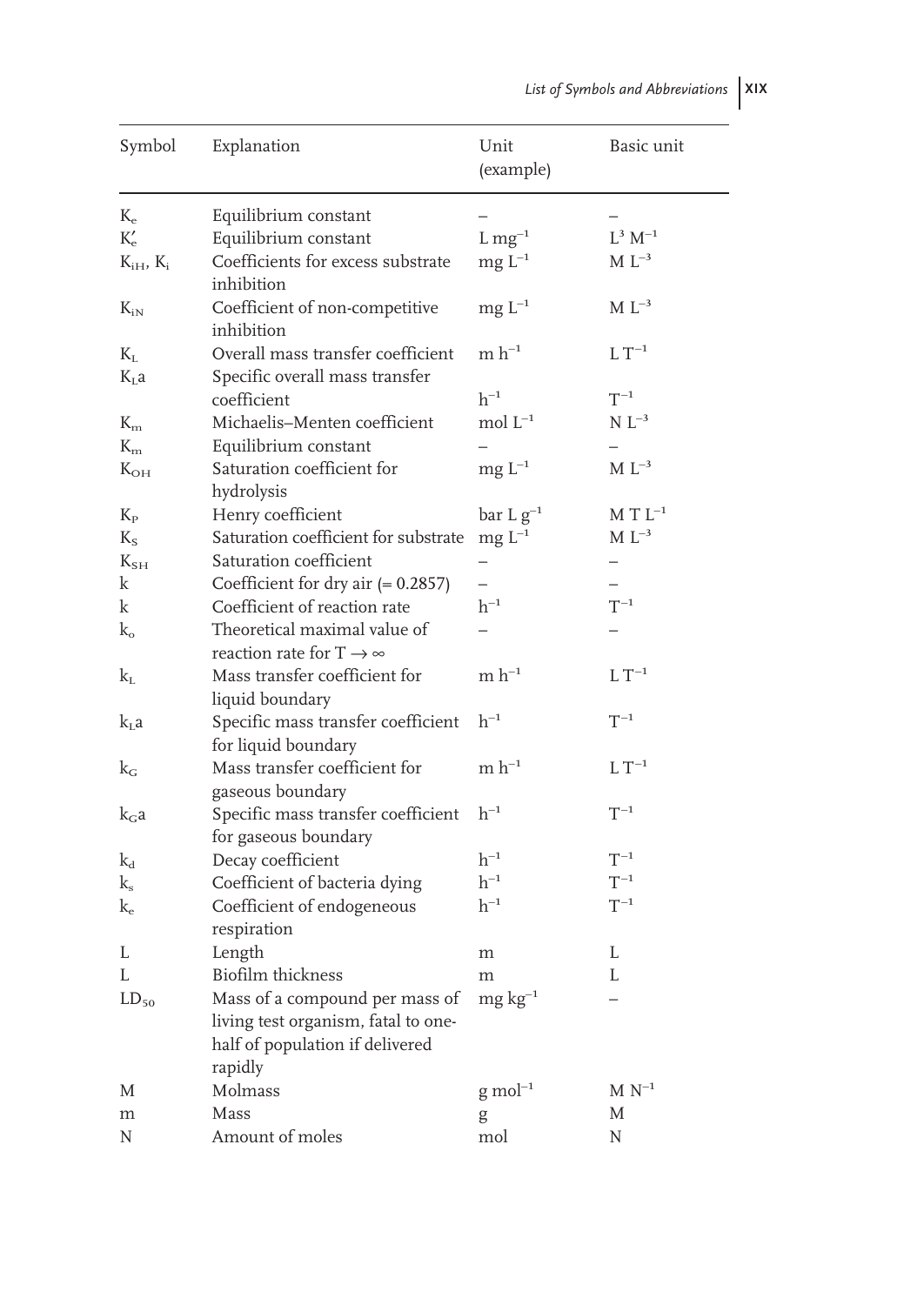| Symbol | Explanation | Unit (example) | Basic unit |
|---|---|---|---|
| $K_e$ | Equilibrium constant | – | – |
| $K'_e$ | Equilibrium constant | $L\ mg^{-1}$ | $L^3\ M^{-1}$ |
| $K_{iH}$, $K_i$ | Coefficients for excess substrate inhibition | $mg\ L^{-1}$ | $M\ L^{-3}$ |
| $K_{iN}$ | Coefficient of non-competitive inhibition | $mg\ L^{-1}$ | $M\ L^{-3}$ |
| $K_L$ | Overall mass transfer coefficient | $m\ h^{-1}$ | $L\ T^{-1}$ |
| $K_La$ | Specific overall mass transfer coefficient | $h^{-1}$ | $T^{-1}$ |
| $K_m$ | Michaelis–Menten coefficient | $mol\ L^{-1}$ | $N\ L^{-3}$ |
| $K_m$ | Equilibrium constant | – | – |
| $K_{OH}$ | Saturation coefficient for hydrolysis | $mg\ L^{-1}$ | $M\ L^{-3}$ |
| $K_P$ | Henry coefficient | $bar\ L\ g^{-1}$ | $M\ T\ L^{-1}$ |
| $K_S$ | Saturation coefficient for substrate | $mg\ L^{-1}$ | $M\ L^{-3}$ |
| $K_{SH}$ | Saturation coefficient | – | – |
| k | Coefficient for dry air (= 0.2857) | – | – |
| k | Coefficient of reaction rate | $h^{-1}$ | $T^{-1}$ |
| $k_o$ | Theoretical maximal value of reaction rate for $T \rightarrow \infty$ | – | – |
| $k_L$ | Mass transfer coefficient for liquid boundary | $m\ h^{-1}$ | $L\ T^{-1}$ |
| $k_La$ | Specific mass transfer coefficient for liquid boundary | $h^{-1}$ | $T^{-1}$ |
| $k_G$ | Mass transfer coefficient for gaseous boundary | $m\ h^{-1}$ | $L\ T^{-1}$ |
| $k_Ga$ | Specific mass transfer coefficient for gaseous boundary | $h^{-1}$ | $T^{-1}$ |
| $k_d$ | Decay coefficient | $h^{-1}$ | $T^{-1}$ |
| $k_s$ | Coefficient of bacteria dying | $h^{-1}$ | $T^{-1}$ |
| $k_e$ | Coefficient of endogeneous respiration | $h^{-1}$ | $T^{-1}$ |
| L | Length | m | L |
| L | Biofilm thickness | m | L |
| $LD_{50}$ | Mass of a compound per mass of living test organism, fatal to one-half of population if delivered rapidly | $mg\ kg^{-1}$ | – |
| M | Molmass | $g\ mol^{-1}$ | $M\ N^{-1}$ |
| m | Mass | g | M |
| N | Amount of moles | mol | N |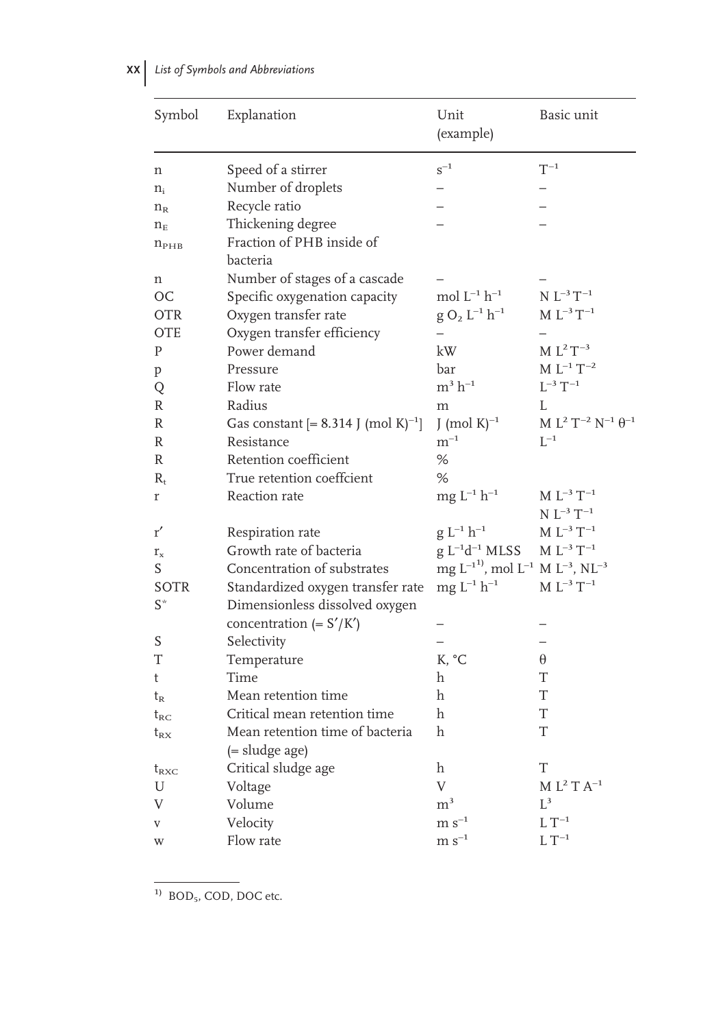| Symbol | Explanation | Unit (example) | Basic unit |
|---|---|---|---|
| n | Speed of a stirrer | $s^{-1}$ | $T^{-1}$ |
| $n_i$ | Number of droplets | – | – |
| $n_R$ | Recycle ratio | – | – |
| $n_E$ | Thickening degree | – | – |
| $n_{PHB}$ | Fraction of PHB inside of bacteria | | |
| n | Number of stages of a cascade | – | – |
| OC | Specific oxygenation capacity | $mol\ L^{-1}\ h^{-1}$ | $N\ L^{-3}\ T^{-1}$ |
| OTR | Oxygen transfer rate | $g\ O_2\ L^{-1}\ h^{-1}$ | $M\ L^{-3}\ T^{-1}$ |
| OTE | Oxygen transfer efficiency | – | – |
| P | Power demand | kW | $M\ L^2\ T^{-3}$ |
| p | Pressure | bar | $M\ L^{-1}\ T^{-2}$ |
| Q | Flow rate | $m^3\ h^{-1}$ | $L^{-3}\ T^{-1}$ |
| R | Radius | m | L |
| R | Gas constant [= 8.314 J (mol K)$^{-1}$] | J (mol K)$^{-1}$ | $M\ L^2\ T^{-2}\ N^{-1}\ \theta^{-1}$ |
| R | Resistance | $m^{-1}$ | $L^{-1}$ |
| R | Retention coefficient | % | |
| $R_t$ | True retention coeffcient | % | |
| r | Reaction rate | $mg\ L^{-1}\ h^{-1}$ | $M\ L^{-3}\ T^{-1}$ $N\ L^{-3}\ T^{-1}$ |
| r′ | Respiration rate | $g\ L^{-1}\ h^{-1}$ | $M\ L^{-3}\ T^{-1}$ |
| $r_x$ | Growth rate of bacteria | $g\ L^{-1}d^{-1}$ MLSS | $M\ L^{-3}\ T^{-1}$ |
| S | Concentration of substrates | $mg\ L^{-1}$[1], $mol\ L^{-1}$ | $M\ L^{-3}$, $NL^{-3}$ |
| SOTR | Standardized oxygen transfer rate | $mg\ L^{-1}\ h^{-1}$ | $M\ L^{-3}\ T^{-1}$ |
| $S^*$ | Dimensionless dissolved oxygen concentration (= $S'/K'$) | – | – |
| S | Selectivity | – | – |
| T | Temperature | K, °C | $\theta$ |
| t | Time | h | T |
| $t_R$ | Mean retention time | h | T |
| $t_{RC}$ | Critical mean retention time | h | T |
| $t_{RX}$ | Mean retention time of bacteria (= sludge age) | h | T |
| $t_{RXC}$ | Critical sludge age | h | T |
| U | Voltage | V | $M\ L^2\ T\ A^{-1}$ |
| V | Volume | $m^3$ | $L^3$ |
| v | Velocity | $m\ s^{-1}$ | $L\ T^{-1}$ |
| w | Flow rate | $m\ s^{-1}$ | $L\ T^{-1}$ |

[1] $BOD_5$, COD, DOC etc.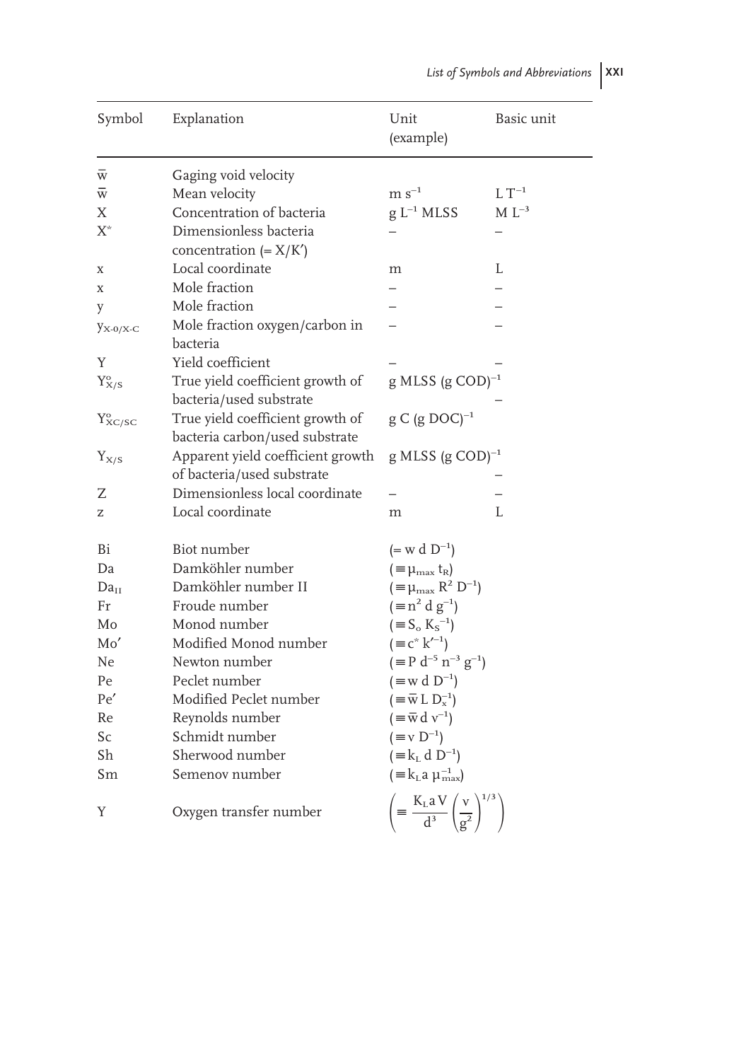| Symbol | Explanation | Unit (example) | Basic unit |
|---|---|---|---|
| $\bar{w}$ | Gaging void velocity | | |
| $\bar{w}$ | Mean velocity | $m\ s^{-1}$ | $L\ T^{-1}$ |
| X | Concentration of bacteria | $g\ L^{-1}$ MLSS | $M\ L^{-3}$ |
| $X^*$ | Dimensionless bacteria concentration (= X/K′) | – | – |
| x | Local coordinate | m | L |
| x | Mole fraction | – | – |
| y | Mole fraction | – | – |
| $y_{X\text{-}0/X\text{-}C}$ | Mole fraction oxygen/carbon in bacteria | – | – |
| Y | Yield coefficient | – | – |
| $Y^o_{X/S}$ | True yield coefficient growth of bacteria/used substrate | g MLSS $(g\ COD)^{-1}$ | – |
| $Y^o_{XC/SC}$ | True yield coefficient growth of bacteria carbon/used substrate | g C $(g\ DOC)^{-1}$ | |
| $Y_{X/S}$ | Apparent yield coefficient growth of bacteria/used substrate | g MLSS $(g\ COD)^{-1}$ | – |
| Z | Dimensionless local coordinate | – | – |
| z | Local coordinate | m | L |
| Bi | Biot number | $(= w\ d\ D^{-1})$ | |
| Da | Damköhler number | $(\equiv \mu_{max}\ t_R)$ | |
| $Da_{II}$ | Damköhler number II | $(\equiv \mu_{max}\ R^2\ D^{-1})$ | |
| Fr | Froude number | $(\equiv n^2\ d\ g^{-1})$ | |
| Mo | Monod number | $(\equiv S_o\ K_S^{-1})$ | |
| Mo′ | Modified Monod number | $(\equiv c^*\ k'^{-1})$ | |
| Ne | Newton number | $(\equiv P\ d^{-5}\ n^{-3}\ g^{-1})$ | |
| Pe | Peclet number | $(\equiv w\ d\ D^{-1})$ | |
| Pe′ | Modified Peclet number | $(\equiv \bar{w}\ L\ D_x^{-1})$ | |
| Re | Reynolds number | $(\equiv \bar{w}\ d\ v^{-1})$ | |
| Sc | Schmidt number | $(\equiv v\ D^{-1})$ | |
| Sh | Sherwood number | $(\equiv k_L\ d\ D^{-1})$ | |
| Sm | Semenov number | $(\equiv k_L a\ \mu_{max}^{-1})$ | |
| Y | Oxygen transfer number | $\left(\equiv \frac{K_L a\ V}{d^3}\left(\frac{v}{g^2}\right)^{1/3}\right)$ | |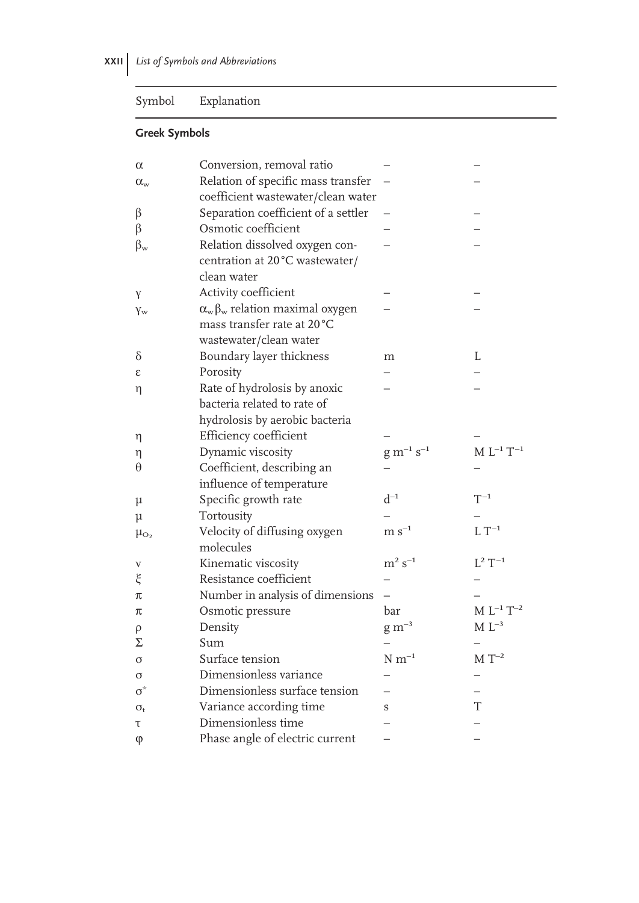| Symbol | Explanation | | |
|---|---|---|---|
| **Greek Symbols** | | | |
| $\alpha$ | Conversion, removal ratio | – | – |
| $\alpha_w$ | Relation of specific mass transfer coefficient wastewater/clean water | – | – |
| $\beta$ | Separation coefficient of a settler | – | – |
| $\beta$ | Osmotic coefficient | – | – |
| $\beta_w$ | Relation dissolved oxygen concentration at 20 °C wastewater/clean water | – | – |
| $\gamma$ | Activity coefficient | – | – |
| $\gamma_w$ | $\alpha_w \beta_w$ relation maximal oxygen mass transfer rate at 20 °C wastewater/clean water | – | – |
| $\delta$ | Boundary layer thickness | m | L |
| $\varepsilon$ | Porosity | – | – |
| $\eta$ | Rate of hydrolosis by anoxic bacteria related to rate of hydrolosis by aerobic bacteria | – | – |
| $\eta$ | Efficiency coefficient | – | – |
| $\eta$ | Dynamic viscosity | $g\ m^{-1}\ s^{-1}$ | $M\ L^{-1}\ T^{-1}$ |
| $\theta$ | Coefficient, describing an influence of temperature | – | – |
| $\mu$ | Specific growth rate | $d^{-1}$ | $T^{-1}$ |
| $\mu$ | Tortousity | – | – |
| $\mu_{O_2}$ | Velocity of diffusing oxygen molecules | $m\ s^{-1}$ | $L\ T^{-1}$ |
| $\nu$ | Kinematic viscosity | $m^2\ s^{-1}$ | $L^2\ T^{-1}$ |
| $\xi$ | Resistance coefficient | – | – |
| $\pi$ | Number in analysis of dimensions | – | – |
| $\pi$ | Osmotic pressure | bar | $M\ L^{-1}\ T^{-2}$ |
| $\rho$ | Density | $g\ m^{-3}$ | $M\ L^{-3}$ |
| $\Sigma$ | Sum | – | – |
| $\sigma$ | Surface tension | $N\ m^{-1}$ | $M\ T^{-2}$ |
| $\sigma$ | Dimensionless variance | – | – |
| $\sigma^*$ | Dimensionless surface tension | – | – |
| $\sigma_t$ | Variance according time | s | T |
| $\tau$ | Dimensionless time | – | – |
| $\varphi$ | Phase angle of electric current | – | – |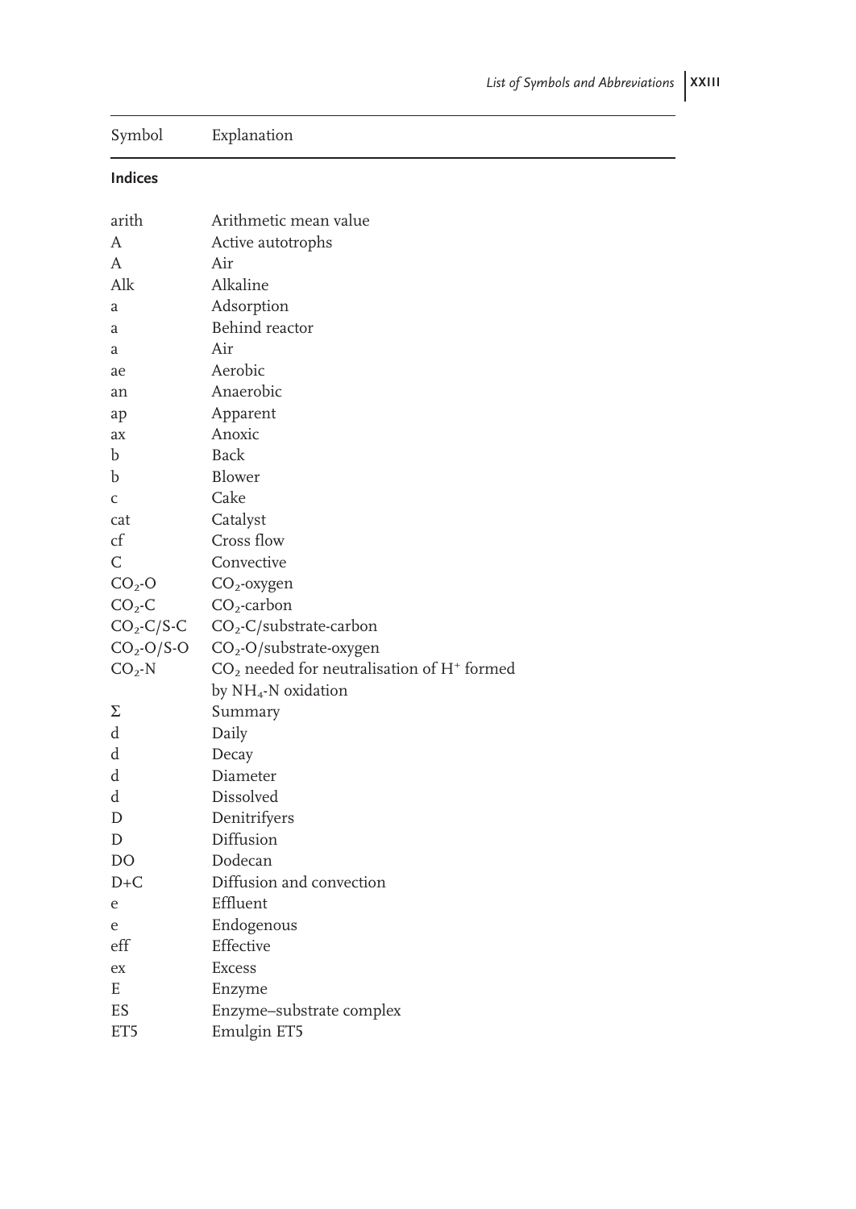| Symbol | Explanation |
|---|---|
| **Indices** | |
| arith | Arithmetic mean value |
| A | Active autotrophs |
| A | Air |
| Alk | Alkaline |
| a | Adsorption |
| a | Behind reactor |
| a | Air |
| ae | Aerobic |
| an | Anaerobic |
| ap | Apparent |
| ax | Anoxic |
| b | Back |
| b | Blower |
| c | Cake |
| cat | Catalyst |
| cf | Cross flow |
| C | Convective |
| $CO_2$-O | $CO_2$-oxygen |
| $CO_2$-C | $CO_2$-carbon |
| $CO_2$-C/S-C | $CO_2$-C/substrate-carbon |
| $CO_2$-O/S-O | $CO_2$-O/substrate-oxygen |
| $CO_2$-N | $CO_2$ needed for neutralisation of $H^+$ formed by $NH_4$-N oxidation |
| Σ | Summary |
| d | Daily |
| d | Decay |
| d | Diameter |
| d | Dissolved |
| D | Denitrifyers |
| D | Diffusion |
| DO | Dodecan |
| D+C | Diffusion and convection |
| e | Effluent |
| e | Endogenous |
| eff | Effective |
| ex | Excess |
| E | Enzyme |
| ES | Enzyme–substrate complex |
| ET5 | Emulgin ET5 |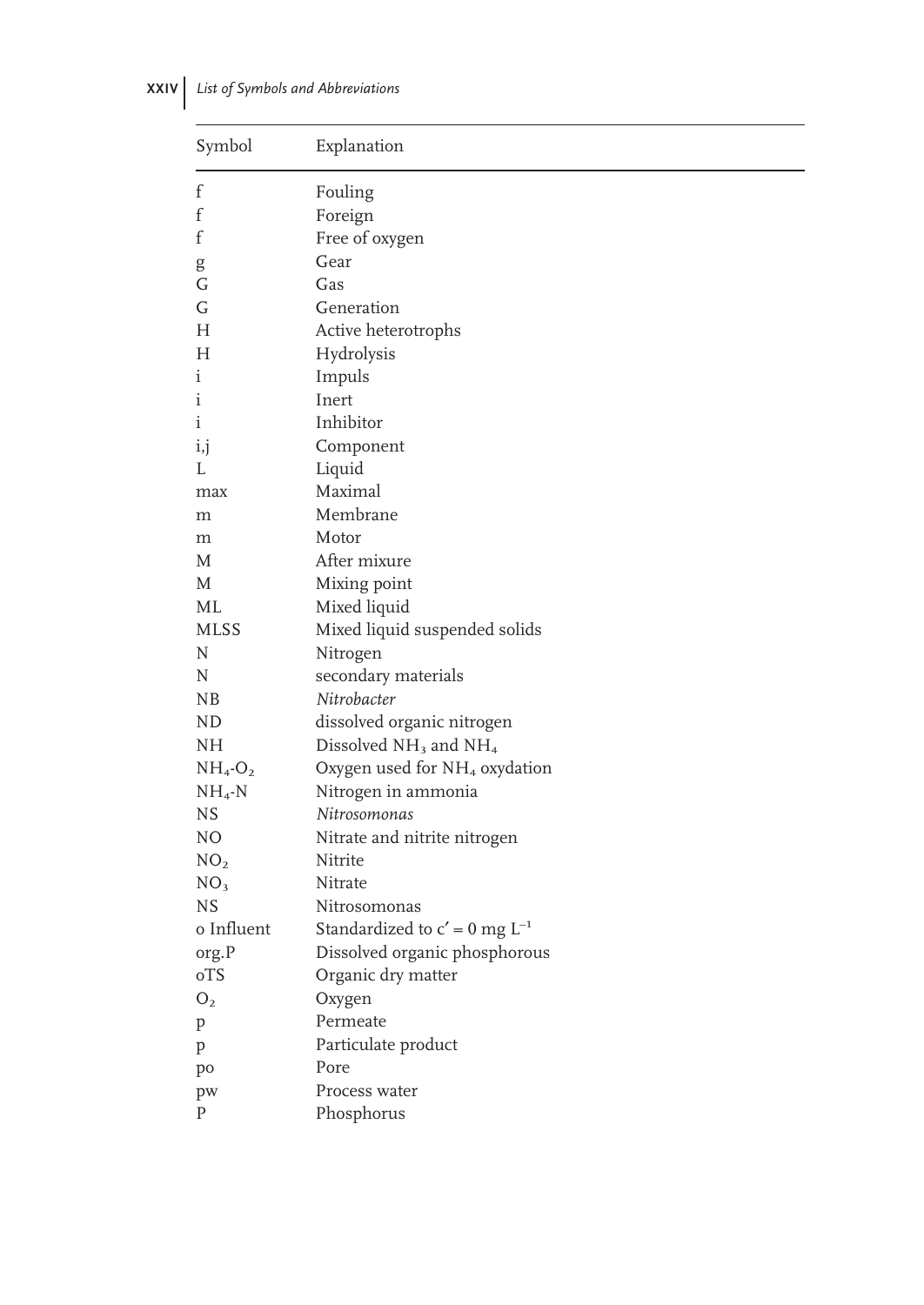| Symbol | Explanation |
|---|---|
| f | Fouling |
| f | Foreign |
| f | Free of oxygen |
| g | Gear |
| G | Gas |
| G | Generation |
| H | Active heterotrophs |
| H | Hydrolysis |
| i | Impuls |
| i | Inert |
| i | Inhibitor |
| i,j | Component |
| L | Liquid |
| max | Maximal |
| m | Membrane |
| m | Motor |
| M | After mixure |
| M | Mixing point |
| ML | Mixed liquid |
| MLSS | Mixed liquid suspended solids |
| N | Nitrogen |
| N | secondary materials |
| NB | *Nitrobacter* |
| ND | dissolved organic nitrogen |
| NH | Dissolved $NH_3$ and $NH_4$ |
| $NH_4$-$O_2$ | Oxygen used for $NH_4$ oxydation |
| $NH_4$-N | Nitrogen in ammonia |
| NS | *Nitrosomonas* |
| NO | Nitrate and nitrite nitrogen |
| $NO_2$ | Nitrite |
| $NO_3$ | Nitrate |
| NS | Nitrosomonas |
| o Influent | Standardized to $c' = 0$ mg $L^{-1}$ |
| org.P | Dissolved organic phosphorous |
| oTS | Organic dry matter |
| $O_2$ | Oxygen |
| p | Permeate |
| p | Particulate product |
| po | Pore |
| pw | Process water |
| P | Phosphorus |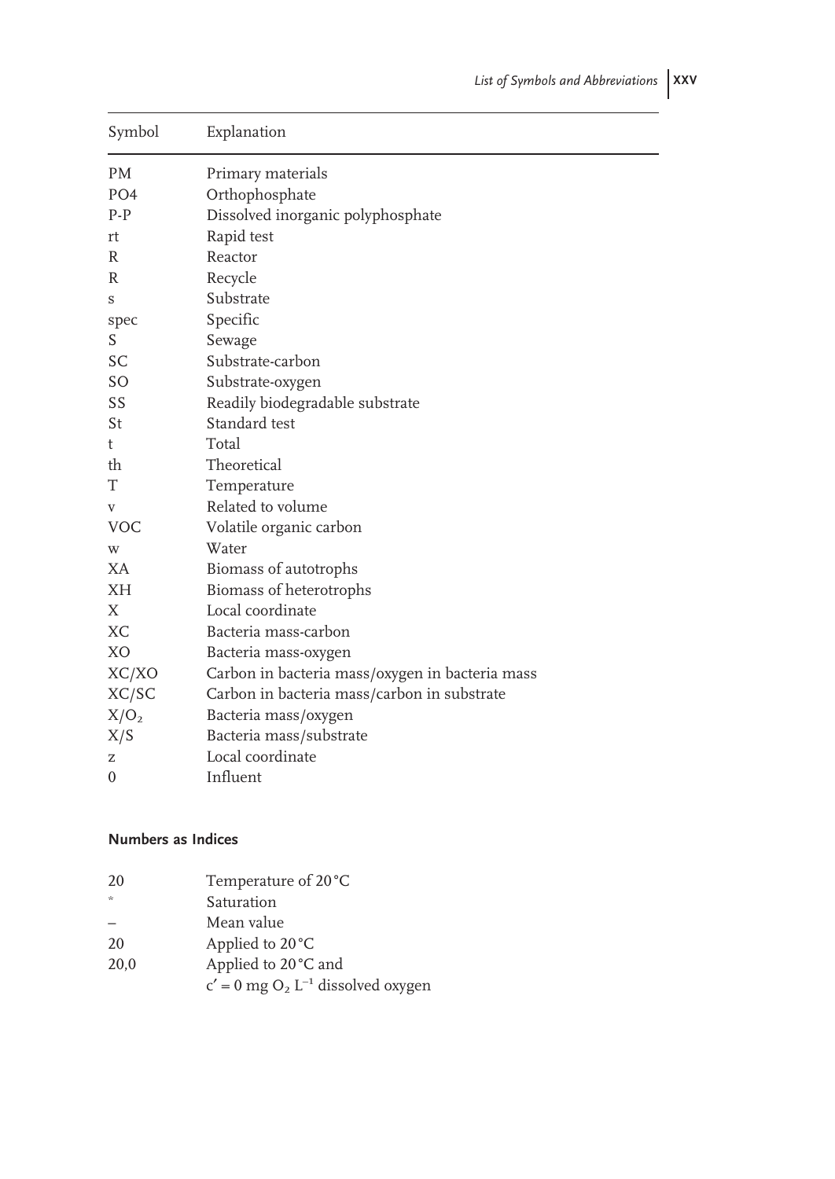| Symbol | Explanation |
|---|---|
| PM | Primary materials |
| PO4 | Orthophosphate |
| P-P | Dissolved inorganic polyphosphate |
| rt | Rapid test |
| R | Reactor |
| R | Recycle |
| s | Substrate |
| spec | Specific |
| S | Sewage |
| SC | Substrate-carbon |
| SO | Substrate-oxygen |
| SS | Readily biodegradable substrate |
| St | Standard test |
| t | Total |
| th | Theoretical |
| T | Temperature |
| v | Related to volume |
| VOC | Volatile organic carbon |
| w | Water |
| XA | Biomass of autotrophs |
| XH | Biomass of heterotrophs |
| X | Local coordinate |
| XC | Bacteria mass-carbon |
| XO | Bacteria mass-oxygen |
| XC/XO | Carbon in bacteria mass/oxygen in bacteria mass |
| XC/SC | Carbon in bacteria mass/carbon in substrate |
| $X/O_2$ | Bacteria mass/oxygen |
| X/S | Bacteria mass/substrate |
| z | Local coordinate |
| 0 | Influent |

**Numbers as Indices**

| | |
|---|---|
| 20 | Temperature of 20 °C |
| * | Saturation |
| – | Mean value |
| 20 | Applied to 20 °C |
| 20,0 | Applied to 20 °C and $c' = 0$ mg $O_2$ $L^{-1}$ dissolved oxygen |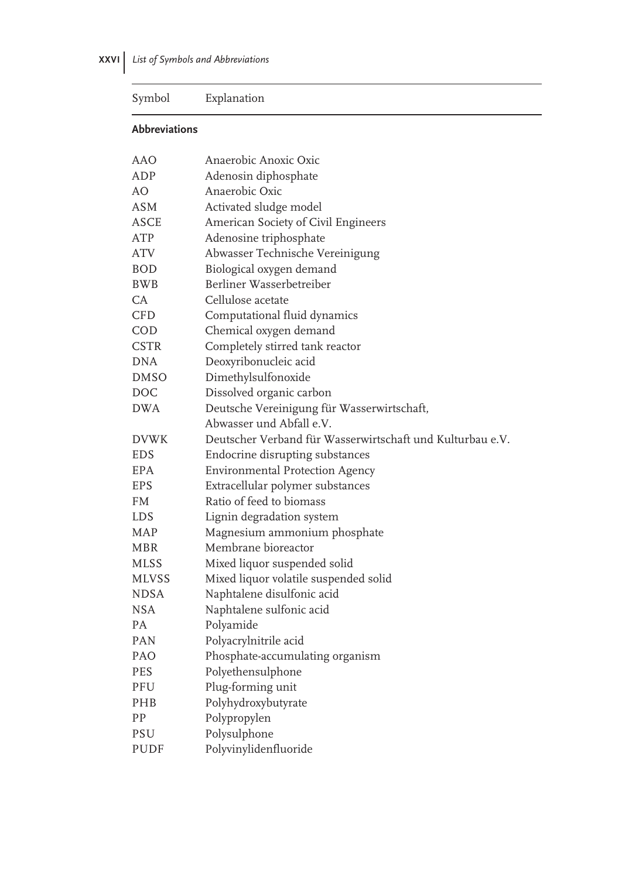| Symbol | Explanation |
|---|---|
| **Abbreviations** | |
| AAO | Anaerobic Anoxic Oxic |
| ADP | Adenosin diphosphate |
| AO | Anaerobic Oxic |
| ASM | Activated sludge model |
| ASCE | American Society of Civil Engineers |
| ATP | Adenosine triphosphate |
| ATV | Abwasser Technische Vereinigung |
| BOD | Biological oxygen demand |
| BWB | Berliner Wasserbetreiber |
| CA | Cellulose acetate |
| CFD | Computational fluid dynamics |
| COD | Chemical oxygen demand |
| CSTR | Completely stirred tank reactor |
| DNA | Deoxyribonucleic acid |
| DMSO | Dimethylsulfonoxide |
| DOC | Dissolved organic carbon |
| DWA | Deutsche Vereinigung für Wasserwirtschaft, Abwasser und Abfall e.V. |
| DVWK | Deutscher Verband für Wasserwirtschaft und Kulturbau e.V. |
| EDS | Endocrine disrupting substances |
| EPA | Environmental Protection Agency |
| EPS | Extracellular polymer substances |
| FM | Ratio of feed to biomass |
| LDS | Lignin degradation system |
| MAP | Magnesium ammonium phosphate |
| MBR | Membrane bioreactor |
| MLSS | Mixed liquor suspended solid |
| MLVSS | Mixed liquor volatile suspended solid |
| NDSA | Naphtalene disulfonic acid |
| NSA | Naphtalene sulfonic acid |
| PA | Polyamide |
| PAN | Polyacrylnitrile acid |
| PAO | Phosphate-accumulating organism |
| PES | Polyethensulphone |
| PFU | Plug-forming unit |
| PHB | Polyhydroxybutyrate |
| PP | Polypropylen |
| PSU | Polysulphone |
| PUDF | Polyvinylidenfluoride |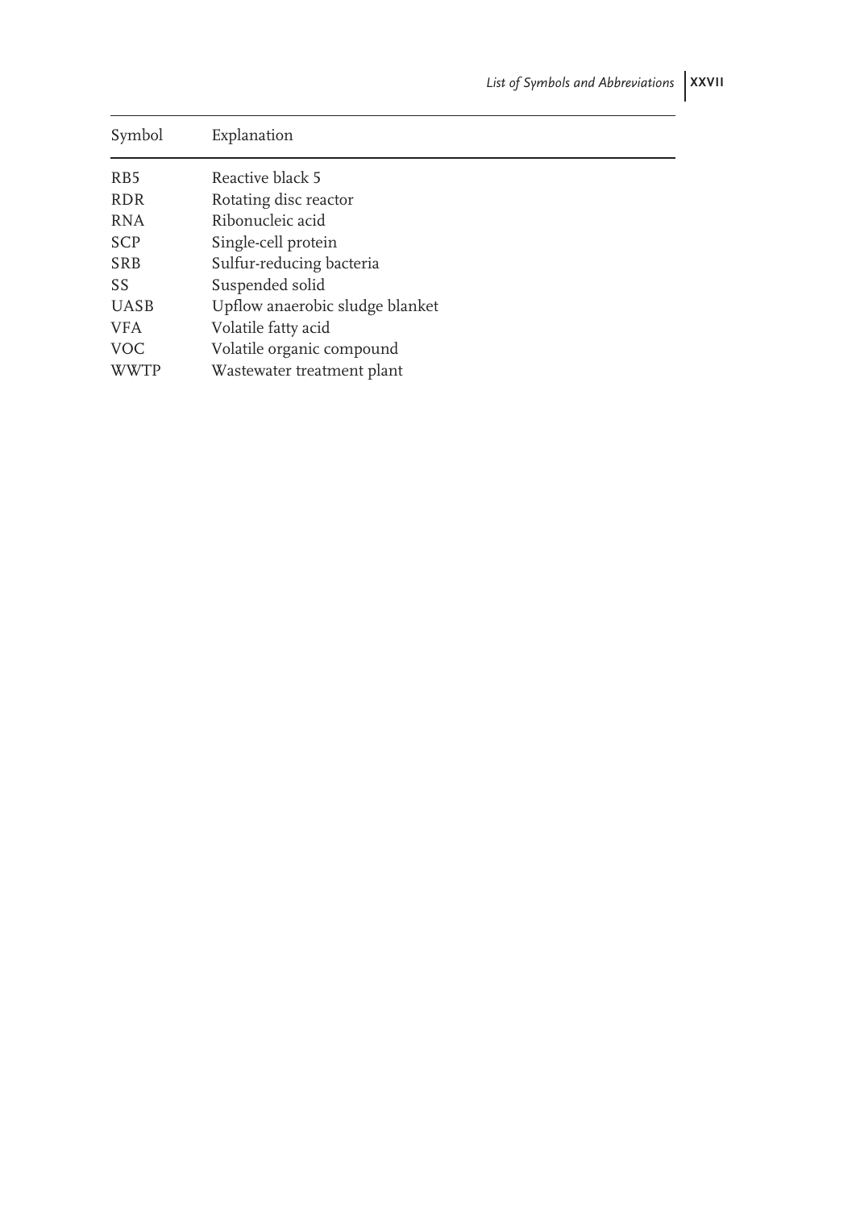| Symbol | Explanation |
|---|---|
| RB5 | Reactive black 5 |
| RDR | Rotating disc reactor |
| RNA | Ribonucleic acid |
| SCP | Single-cell protein |
| SRB | Sulfur-reducing bacteria |
| SS | Suspended solid |
| UASB | Upflow anaerobic sludge blanket |
| VFA | Volatile fatty acid |
| VOC | Volatile organic compound |
| WWTP | Wastewater treatment plant |